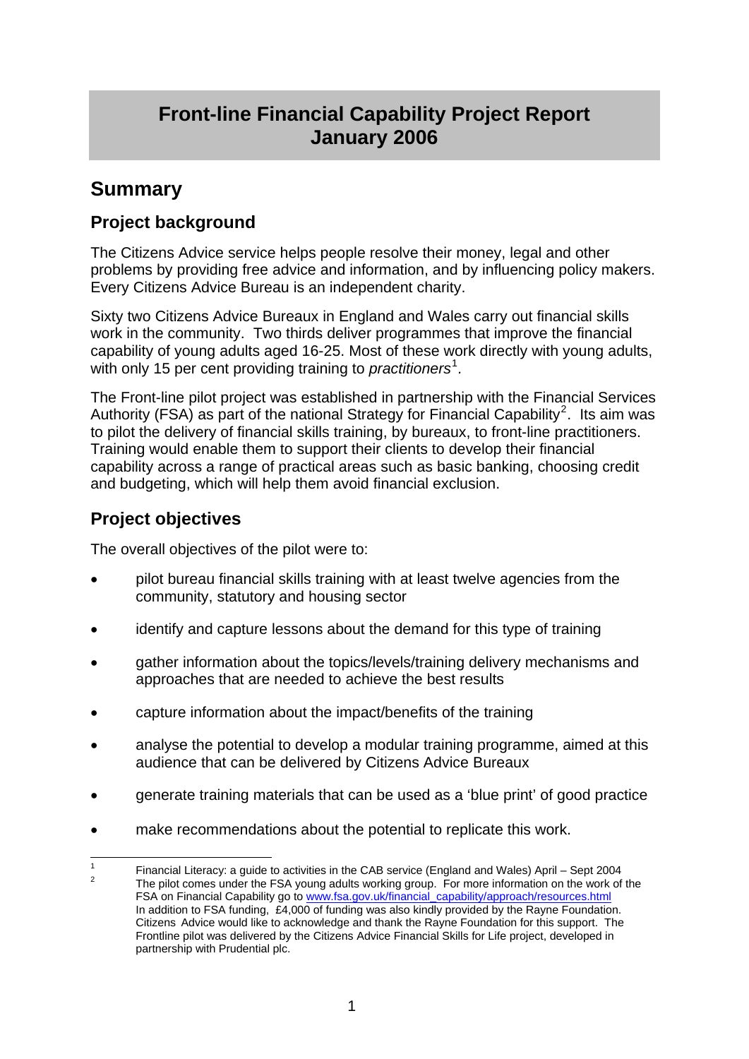# Front-line Financial Capability Project Report
# January 2006

## Summary

### Project background

The Citizens Advice service helps people resolve their money, legal and other problems by providing free advice and information, and by influencing policy makers. Every Citizens Advice Bureau is an independent charity.

Sixty two Citizens Advice Bureaux in England and Wales carry out financial skills work in the community. Two thirds deliver programmes that improve the financial capability of young adults aged 16-25. Most of these work directly with young adults, with only 15 per cent providing training to *practitioners*[1].

The Front-line pilot project was established in partnership with the Financial Services Authority (FSA) as part of the national Strategy for Financial Capability[2]. Its aim was to pilot the delivery of financial skills training, by bureaux, to front-line practitioners. Training would enable them to support their clients to develop their financial capability across a range of practical areas such as basic banking, choosing credit and budgeting, which will help them avoid financial exclusion.

### Project objectives

The overall objectives of the pilot were to:

- pilot bureau financial skills training with at least twelve agencies from the community, statutory and housing sector
- identify and capture lessons about the demand for this type of training
- gather information about the topics/levels/training delivery mechanisms and approaches that are needed to achieve the best results
- capture information about the impact/benefits of the training
- analyse the potential to develop a modular training programme, aimed at this audience that can be delivered by Citizens Advice Bureaux
- generate training materials that can be used as a 'blue print' of good practice
- make recommendations about the potential to replicate this work.

---

[1] Financial Literacy: a guide to activities in the CAB service (England and Wales) April – Sept 2004

[2] The pilot comes under the FSA young adults working group. For more information on the work of the FSA on Financial Capability go to www.fsa.gov.uk/financial_capability/approach/resources.html
In addition to FSA funding, £4,000 of funding was also kindly provided by the Rayne Foundation. Citizens Advice would like to acknowledge and thank the Rayne Foundation for this support. The Frontline pilot was delivered by the Citizens Advice Financial Skills for Life project, developed in partnership with Prudential plc.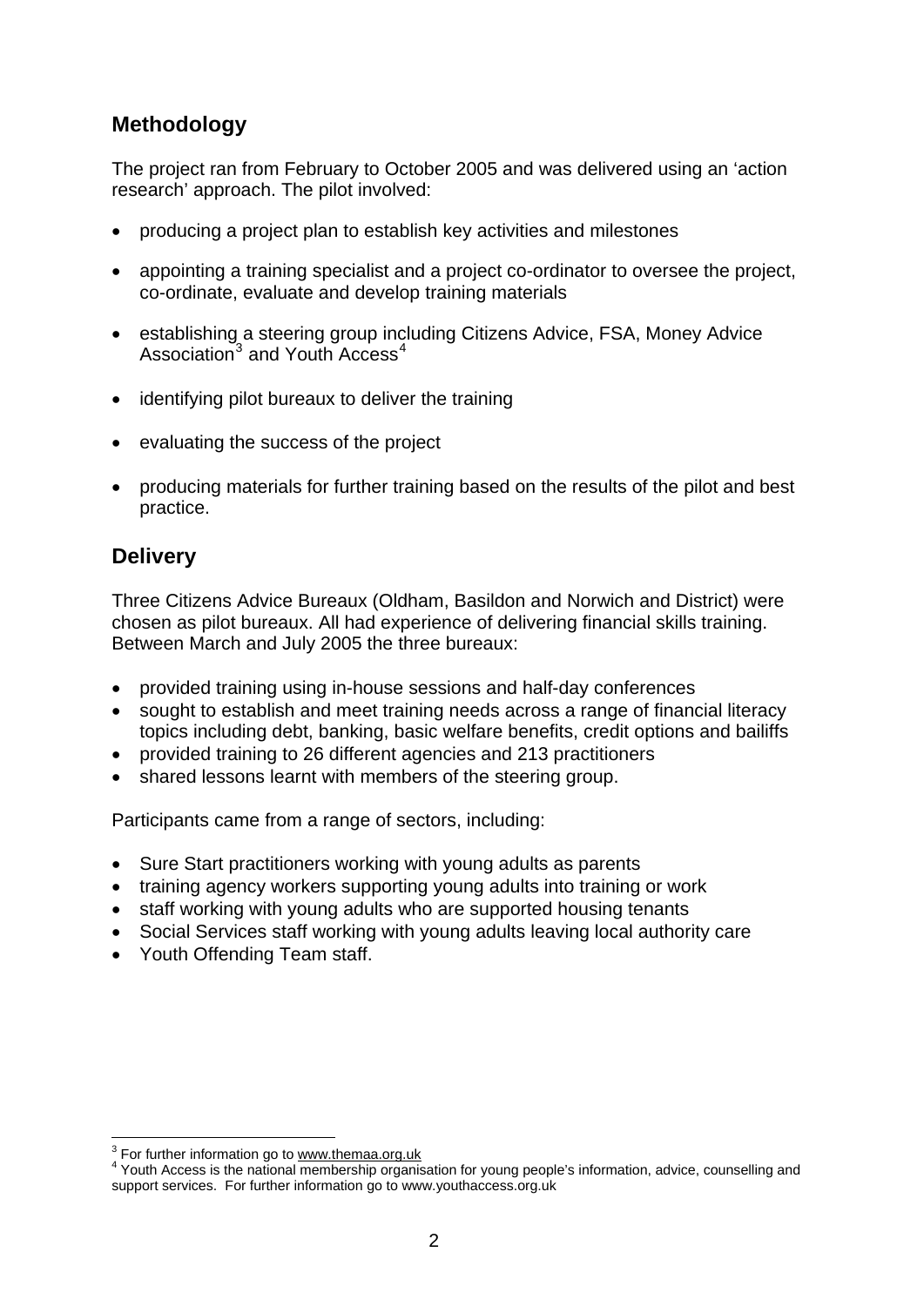## Methodology

The project ran from February to October 2005 and was delivered using an 'action research' approach. The pilot involved:

- producing a project plan to establish key activities and milestones
- appointing a training specialist and a project co-ordinator to oversee the project, co-ordinate, evaluate and develop training materials
- establishing a steering group including Citizens Advice, FSA, Money Advice Association[3] and Youth Access[4]
- identifying pilot bureaux to deliver the training
- evaluating the success of the project
- producing materials for further training based on the results of the pilot and best practice.

## Delivery

Three Citizens Advice Bureaux (Oldham, Basildon and Norwich and District) were chosen as pilot bureaux. All had experience of delivering financial skills training. Between March and July 2005 the three bureaux:

- provided training using in-house sessions and half-day conferences
- sought to establish and meet training needs across a range of financial literacy topics including debt, banking, basic welfare benefits, credit options and bailiffs
- provided training to 26 different agencies and 213 practitioners
- shared lessons learnt with members of the steering group.

Participants came from a range of sectors, including:

- Sure Start practitioners working with young adults as parents
- training agency workers supporting young adults into training or work
- staff working with young adults who are supported housing tenants
- Social Services staff working with young adults leaving local authority care
- Youth Offending Team staff.

---

[3] For further information go to www.themaa.org.uk

[4] Youth Access is the national membership organisation for young people's information, advice, counselling and support services. For further information go to www.youthaccess.org.uk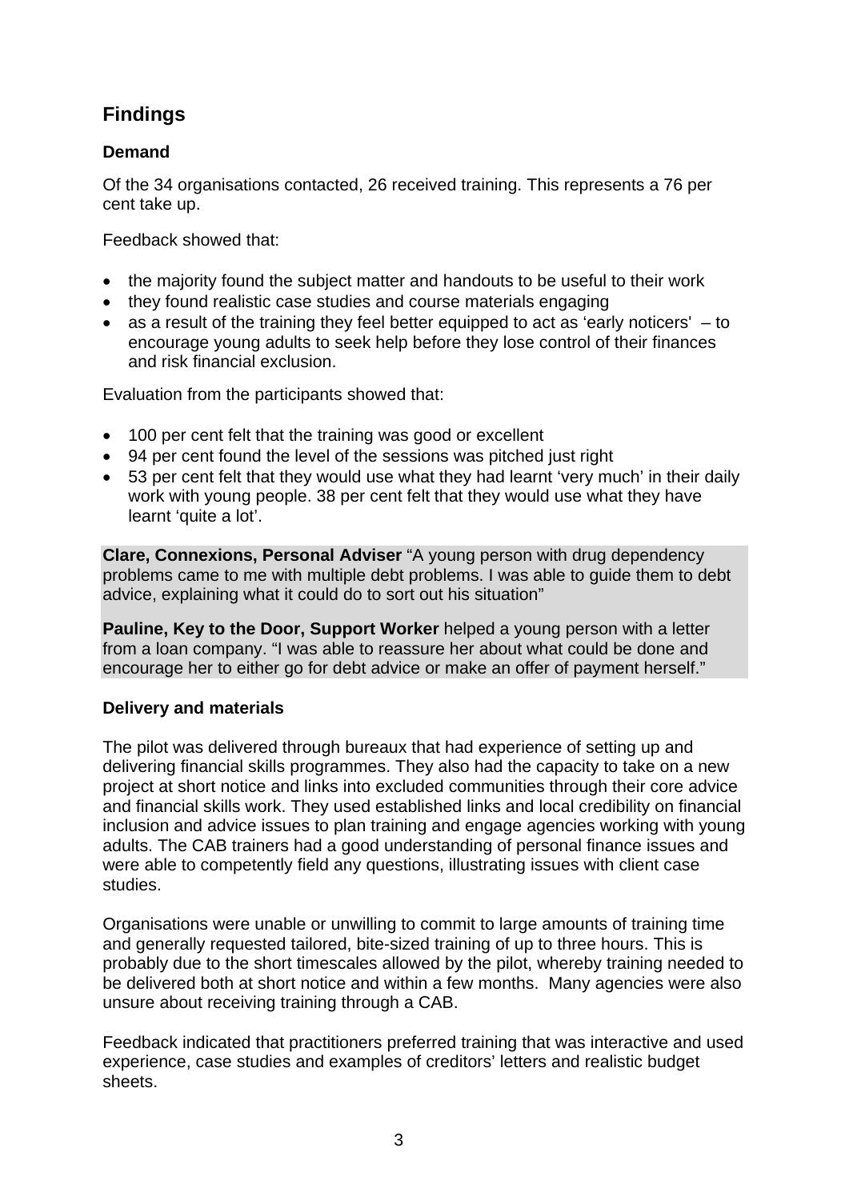## Findings

### Demand

Of the 34 organisations contacted, 26 received training. This represents a 76 per cent take up.

Feedback showed that:

- the majority found the subject matter and handouts to be useful to their work
- they found realistic case studies and course materials engaging
- as a result of the training they feel better equipped to act as 'early noticers' – to encourage young adults to seek help before they lose control of their finances and risk financial exclusion.

Evaluation from the participants showed that:

- 100 per cent felt that the training was good or excellent
- 94 per cent found the level of the sessions was pitched just right
- 53 per cent felt that they would use what they had learnt 'very much' in their daily work with young people. 38 per cent felt that they would use what they have learnt 'quite a lot'.

**Clare, Connexions, Personal Adviser** "A young person with drug dependency problems came to me with multiple debt problems. I was able to guide them to debt advice, explaining what it could do to sort out his situation"

**Pauline, Key to the Door, Support Worker** helped a young person with a letter from a loan company. "I was able to reassure her about what could be done and encourage her to either go for debt advice or make an offer of payment herself."

### Delivery and materials

The pilot was delivered through bureaux that had experience of setting up and delivering financial skills programmes. They also had the capacity to take on a new project at short notice and links into excluded communities through their core advice and financial skills work. They used established links and local credibility on financial inclusion and advice issues to plan training and engage agencies working with young adults. The CAB trainers had a good understanding of personal finance issues and were able to competently field any questions, illustrating issues with client case studies.

Organisations were unable or unwilling to commit to large amounts of training time and generally requested tailored, bite-sized training of up to three hours. This is probably due to the short timescales allowed by the pilot, whereby training needed to be delivered both at short notice and within a few months. Many agencies were also unsure about receiving training through a CAB.

Feedback indicated that practitioners preferred training that was interactive and used experience, case studies and examples of creditors' letters and realistic budget sheets.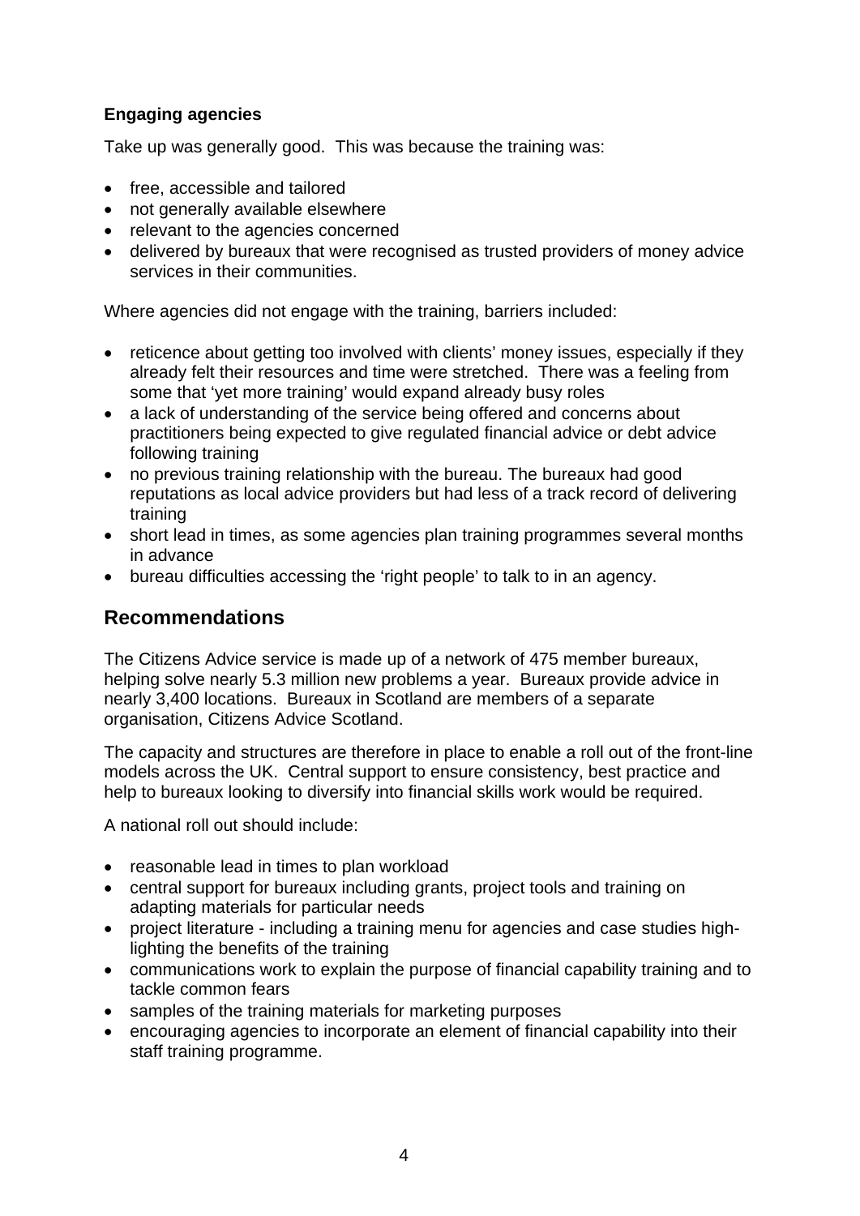**Engaging agencies**

Take up was generally good. This was because the training was:

- free, accessible and tailored
- not generally available elsewhere
- relevant to the agencies concerned
- delivered by bureaux that were recognised as trusted providers of money advice services in their communities.

Where agencies did not engage with the training, barriers included:

- reticence about getting too involved with clients' money issues, especially if they already felt their resources and time were stretched. There was a feeling from some that 'yet more training' would expand already busy roles
- a lack of understanding of the service being offered and concerns about practitioners being expected to give regulated financial advice or debt advice following training
- no previous training relationship with the bureau. The bureaux had good reputations as local advice providers but had less of a track record of delivering training
- short lead in times, as some agencies plan training programmes several months in advance
- bureau difficulties accessing the 'right people' to talk to in an agency.

## Recommendations

The Citizens Advice service is made up of a network of 475 member bureaux, helping solve nearly 5.3 million new problems a year. Bureaux provide advice in nearly 3,400 locations. Bureaux in Scotland are members of a separate organisation, Citizens Advice Scotland.

The capacity and structures are therefore in place to enable a roll out of the front-line models across the UK. Central support to ensure consistency, best practice and help to bureaux looking to diversify into financial skills work would be required.

A national roll out should include:

- reasonable lead in times to plan workload
- central support for bureaux including grants, project tools and training on adapting materials for particular needs
- project literature - including a training menu for agencies and case studies highlighting the benefits of the training
- communications work to explain the purpose of financial capability training and to tackle common fears
- samples of the training materials for marketing purposes
- encouraging agencies to incorporate an element of financial capability into their staff training programme.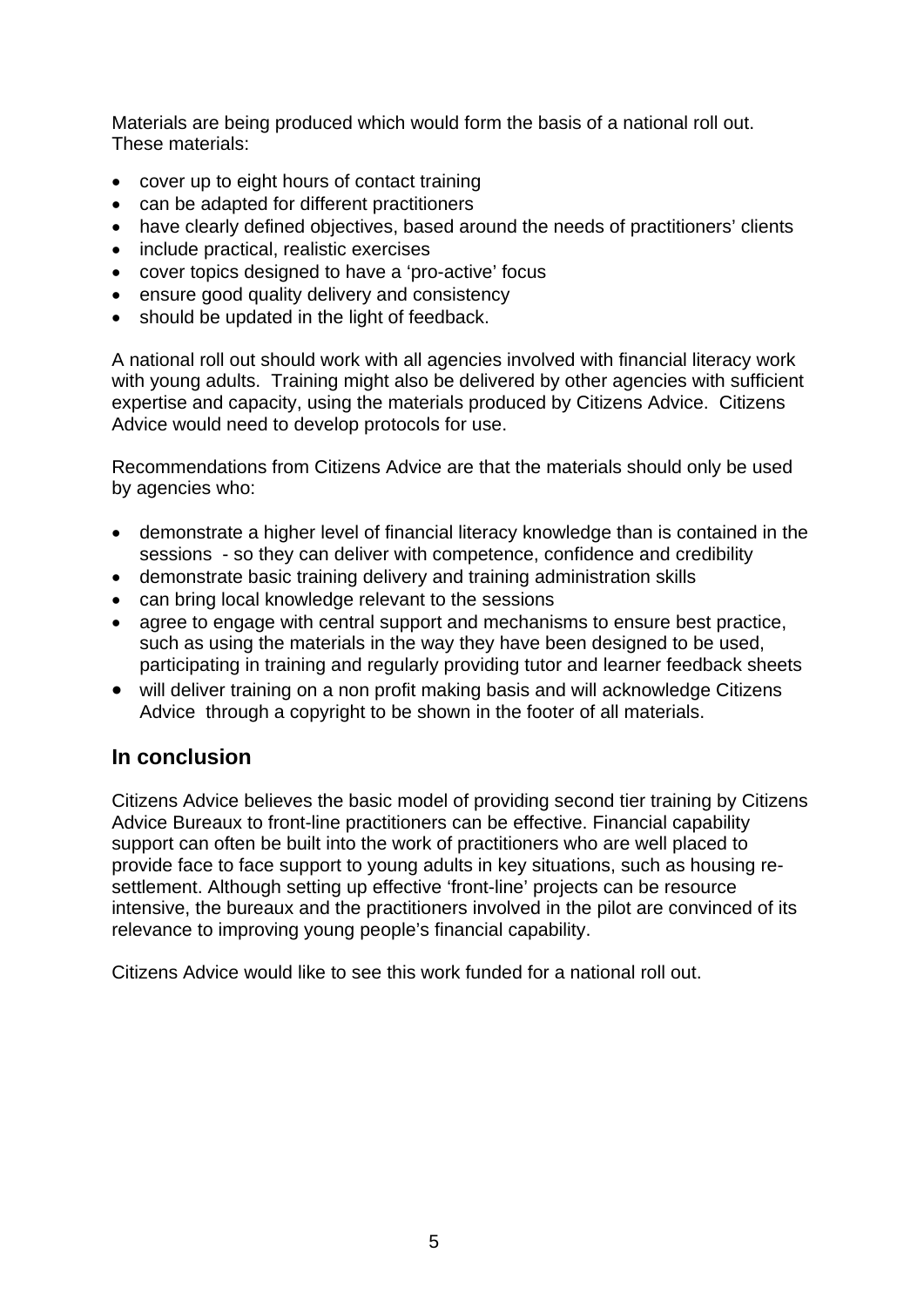Materials are being produced which would form the basis of a national roll out. These materials:

- cover up to eight hours of contact training
- can be adapted for different practitioners
- have clearly defined objectives, based around the needs of practitioners' clients
- include practical, realistic exercises
- cover topics designed to have a 'pro-active' focus
- ensure good quality delivery and consistency
- should be updated in the light of feedback.

A national roll out should work with all agencies involved with financial literacy work with young adults. Training might also be delivered by other agencies with sufficient expertise and capacity, using the materials produced by Citizens Advice. Citizens Advice would need to develop protocols for use.

Recommendations from Citizens Advice are that the materials should only be used by agencies who:

- demonstrate a higher level of financial literacy knowledge than is contained in the sessions - so they can deliver with competence, confidence and credibility
- demonstrate basic training delivery and training administration skills
- can bring local knowledge relevant to the sessions
- agree to engage with central support and mechanisms to ensure best practice, such as using the materials in the way they have been designed to be used, participating in training and regularly providing tutor and learner feedback sheets
- will deliver training on a non profit making basis and will acknowledge Citizens Advice through a copyright to be shown in the footer of all materials.

## In conclusion

Citizens Advice believes the basic model of providing second tier training by Citizens Advice Bureaux to front-line practitioners can be effective. Financial capability support can often be built into the work of practitioners who are well placed to provide face to face support to young adults in key situations, such as housing re-settlement. Although setting up effective 'front-line' projects can be resource intensive, the bureaux and the practitioners involved in the pilot are convinced of its relevance to improving young people's financial capability.

Citizens Advice would like to see this work funded for a national roll out.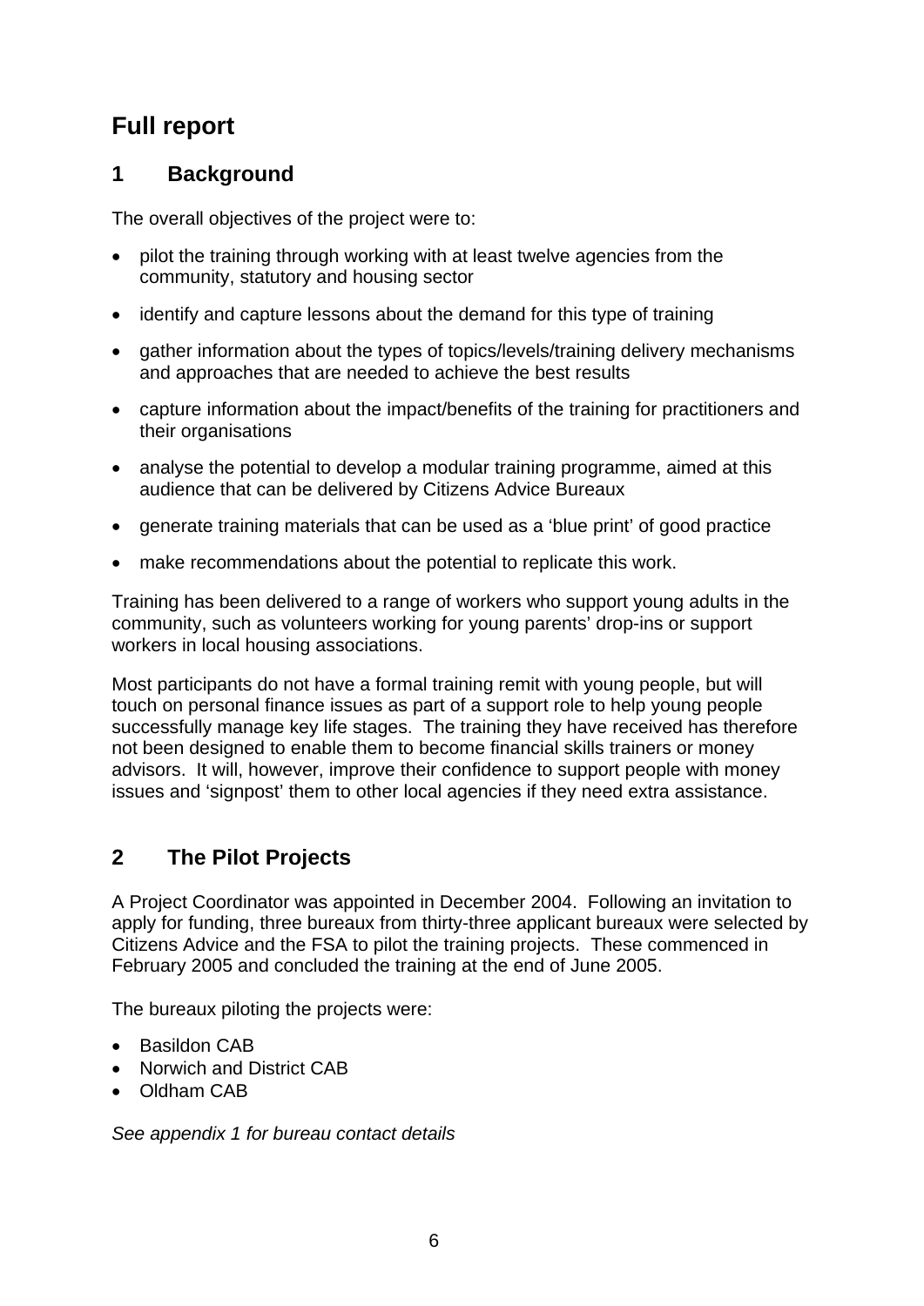# Full report

## 1 Background

The overall objectives of the project were to:

- pilot the training through working with at least twelve agencies from the community, statutory and housing sector
- identify and capture lessons about the demand for this type of training
- gather information about the types of topics/levels/training delivery mechanisms and approaches that are needed to achieve the best results
- capture information about the impact/benefits of the training for practitioners and their organisations
- analyse the potential to develop a modular training programme, aimed at this audience that can be delivered by Citizens Advice Bureaux
- generate training materials that can be used as a 'blue print' of good practice
- make recommendations about the potential to replicate this work.

Training has been delivered to a range of workers who support young adults in the community, such as volunteers working for young parents' drop-ins or support workers in local housing associations.

Most participants do not have a formal training remit with young people, but will touch on personal finance issues as part of a support role to help young people successfully manage key life stages. The training they have received has therefore not been designed to enable them to become financial skills trainers or money advisors. It will, however, improve their confidence to support people with money issues and 'signpost' them to other local agencies if they need extra assistance.

## 2 The Pilot Projects

A Project Coordinator was appointed in December 2004. Following an invitation to apply for funding, three bureaux from thirty-three applicant bureaux were selected by Citizens Advice and the FSA to pilot the training projects. These commenced in February 2005 and concluded the training at the end of June 2005.

The bureaux piloting the projects were:

- Basildon CAB
- Norwich and District CAB
- Oldham CAB

*See appendix 1 for bureau contact details*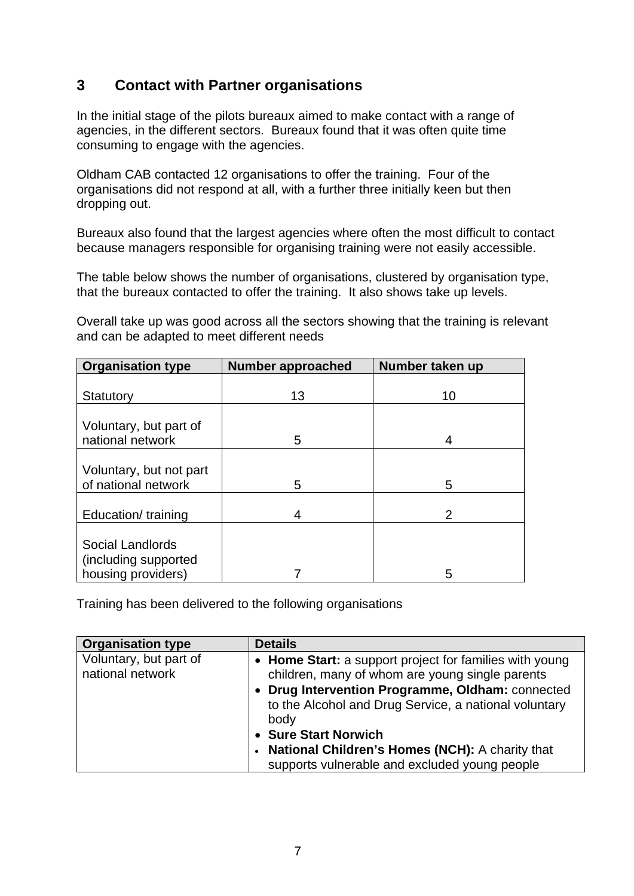## 3 Contact with Partner organisations

In the initial stage of the pilots bureaux aimed to make contact with a range of agencies, in the different sectors. Bureaux found that it was often quite time consuming to engage with the agencies.

Oldham CAB contacted 12 organisations to offer the training. Four of the organisations did not respond at all, with a further three initially keen but then dropping out.

Bureaux also found that the largest agencies where often the most difficult to contact because managers responsible for organising training were not easily accessible.

The table below shows the number of organisations, clustered by organisation type, that the bureaux contacted to offer the training. It also shows take up levels.

Overall take up was good across all the sectors showing that the training is relevant and can be adapted to meet different needs

| Organisation type | Number approached | Number taken up |
|---|---|---|
| Statutory | 13 | 10 |
| Voluntary, but part of national network | 5 | 4 |
| Voluntary, but not part of national network | 5 | 5 |
| Education/ training | 4 | 2 |
| Social Landlords (including supported housing providers) | 7 | 5 |

Training has been delivered to the following organisations

| Organisation type | Details |
|---|---|
| Voluntary, but part of national network | • **Home Start:** a support project for families with young children, many of whom are young single parents<br>• **Drug Intervention Programme, Oldham:** connected to the Alcohol and Drug Service, a national voluntary body<br>• **Sure Start Norwich**<br>• **National Children's Homes (NCH):** A charity that supports vulnerable and excluded young people |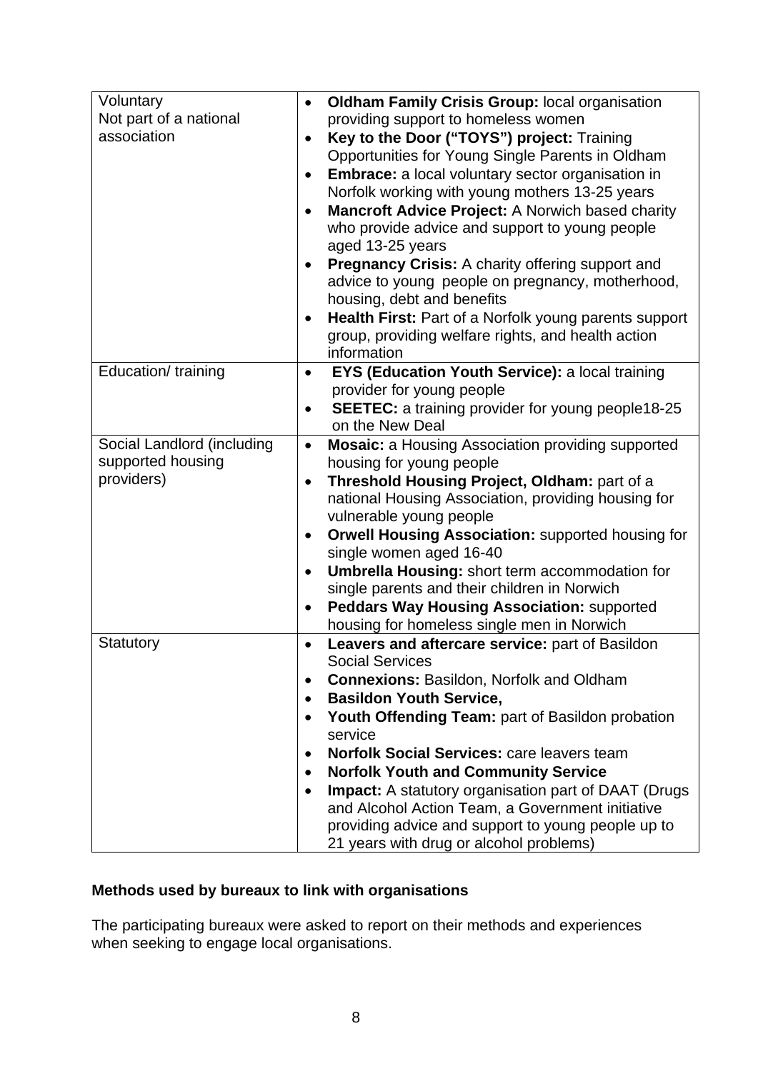| | |
|---|---|
| Voluntary<br>Not part of a national association | • **Oldham Family Crisis Group:** local organisation providing support to homeless women<br>• **Key to the Door ("TOYS") project:** Training Opportunities for Young Single Parents in Oldham<br>• **Embrace:** a local voluntary sector organisation in Norfolk working with young mothers 13-25 years<br>• **Mancroft Advice Project:** A Norwich based charity who provide advice and support to young people aged 13-25 years<br>• **Pregnancy Crisis:** A charity offering support and advice to young people on pregnancy, motherhood, housing, debt and benefits<br>• **Health First:** Part of a Norfolk young parents support group, providing welfare rights, and health action information |
| Education/ training | • **EYS (Education Youth Service):** a local training provider for young people<br>• **SEETEC:** a training provider for young people18-25 on the New Deal |
| Social Landlord (including supported housing providers) | • **Mosaic:** a Housing Association providing supported housing for young people<br>• **Threshold Housing Project, Oldham:** part of a national Housing Association, providing housing for vulnerable young people<br>• **Orwell Housing Association:** supported housing for single women aged 16-40<br>• **Umbrella Housing:** short term accommodation for single parents and their children in Norwich<br>• **Peddars Way Housing Association:** supported housing for homeless single men in Norwich |
| Statutory | • **Leavers and aftercare service:** part of Basildon Social Services<br>• **Connexions:** Basildon, Norfolk and Oldham<br>• **Basildon Youth Service,**<br>• **Youth Offending Team:** part of Basildon probation service<br>• **Norfolk Social Services:** care leavers team<br>• **Norfolk Youth and Community Service**<br>• **Impact:** A statutory organisation part of DAAT (Drugs and Alcohol Action Team, a Government initiative providing advice and support to young people up to 21 years with drug or alcohol problems) |

**Methods used by bureaux to link with organisations**

The participating bureaux were asked to report on their methods and experiences when seeking to engage local organisations.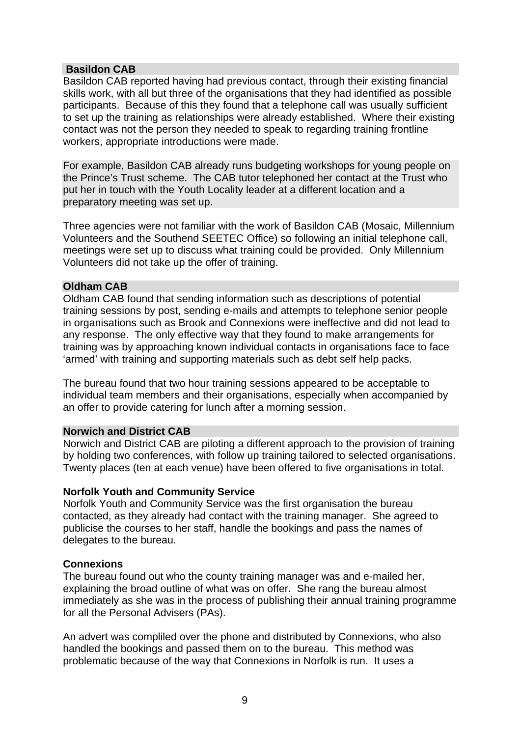### Basildon CAB

Basildon CAB reported having had previous contact, through their existing financial skills work, with all but three of the organisations that they had identified as possible participants. Because of this they found that a telephone call was usually sufficient to set up the training as relationships were already established. Where their existing contact was not the person they needed to speak to regarding training frontline workers, appropriate introductions were made.

For example, Basildon CAB already runs budgeting workshops for young people on the Prince's Trust scheme. The CAB tutor telephoned her contact at the Trust who put her in touch with the Youth Locality leader at a different location and a preparatory meeting was set up.

Three agencies were not familiar with the work of Basildon CAB (Mosaic, Millennium Volunteers and the Southend SEETEC Office) so following an initial telephone call, meetings were set up to discuss what training could be provided. Only Millennium Volunteers did not take up the offer of training.

### Oldham CAB

Oldham CAB found that sending information such as descriptions of potential training sessions by post, sending e-mails and attempts to telephone senior people in organisations such as Brook and Connexions were ineffective and did not lead to any response. The only effective way that they found to make arrangements for training was by approaching known individual contacts in organisations face to face 'armed' with training and supporting materials such as debt self help packs.

The bureau found that two hour training sessions appeared to be acceptable to individual team members and their organisations, especially when accompanied by an offer to provide catering for lunch after a morning session.

### Norwich and District CAB

Norwich and District CAB are piloting a different approach to the provision of training by holding two conferences, with follow up training tailored to selected organisations. Twenty places (ten at each venue) have been offered to five organisations in total.

**Norfolk Youth and Community Service**

Norfolk Youth and Community Service was the first organisation the bureau contacted, as they already had contact with the training manager. She agreed to publicise the courses to her staff, handle the bookings and pass the names of delegates to the bureau.

**Connexions**

The bureau found out who the county training manager was and e-mailed her, explaining the broad outline of what was on offer. She rang the bureau almost immediately as she was in the process of publishing their annual training programme for all the Personal Advisers (PAs).

An advert was compliled over the phone and distributed by Connexions, who also handled the bookings and passed them on to the bureau. This method was problematic because of the way that Connexions in Norfolk is run. It uses a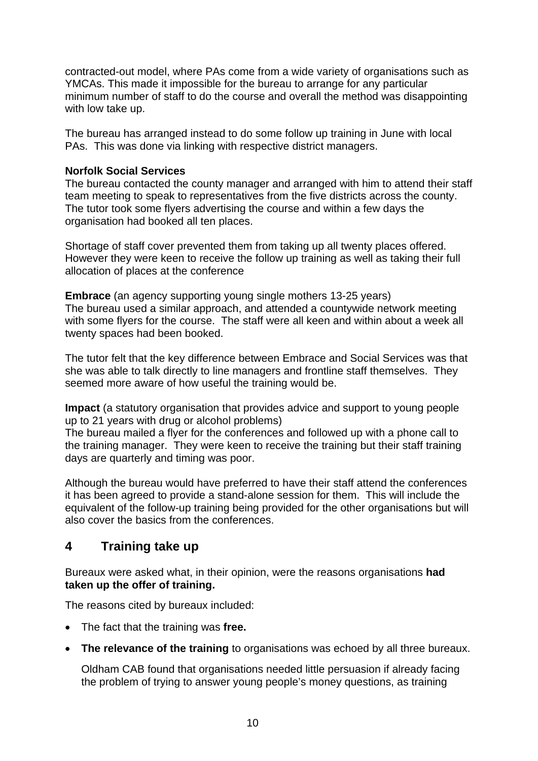contracted-out model, where PAs come from a wide variety of organisations such as YMCAs. This made it impossible for the bureau to arrange for any particular minimum number of staff to do the course and overall the method was disappointing with low take up.

The bureau has arranged instead to do some follow up training in June with local PAs. This was done via linking with respective district managers.

**Norfolk Social Services**
The bureau contacted the county manager and arranged with him to attend their staff team meeting to speak to representatives from the five districts across the county. The tutor took some flyers advertising the course and within a few days the organisation had booked all ten places.

Shortage of staff cover prevented them from taking up all twenty places offered. However they were keen to receive the follow up training as well as taking their full allocation of places at the conference

**Embrace** (an agency supporting young single mothers 13-25 years)
The bureau used a similar approach, and attended a countywide network meeting with some flyers for the course. The staff were all keen and within about a week all twenty spaces had been booked.

The tutor felt that the key difference between Embrace and Social Services was that she was able to talk directly to line managers and frontline staff themselves. They seemed more aware of how useful the training would be.

**Impact** (a statutory organisation that provides advice and support to young people up to 21 years with drug or alcohol problems)
The bureau mailed a flyer for the conferences and followed up with a phone call to the training manager. They were keen to receive the training but their staff training days are quarterly and timing was poor.

Although the bureau would have preferred to have their staff attend the conferences it has been agreed to provide a stand-alone session for them. This will include the equivalent of the follow-up training being provided for the other organisations but will also cover the basics from the conferences.

## 4 Training take up

Bureaux were asked what, in their opinion, were the reasons organisations **had taken up the offer of training.**

The reasons cited by bureaux included:

- The fact that the training was **free.**
- **The relevance of the training** to organisations was echoed by all three bureaux.

  Oldham CAB found that organisations needed little persuasion if already facing the problem of trying to answer young people's money questions, as training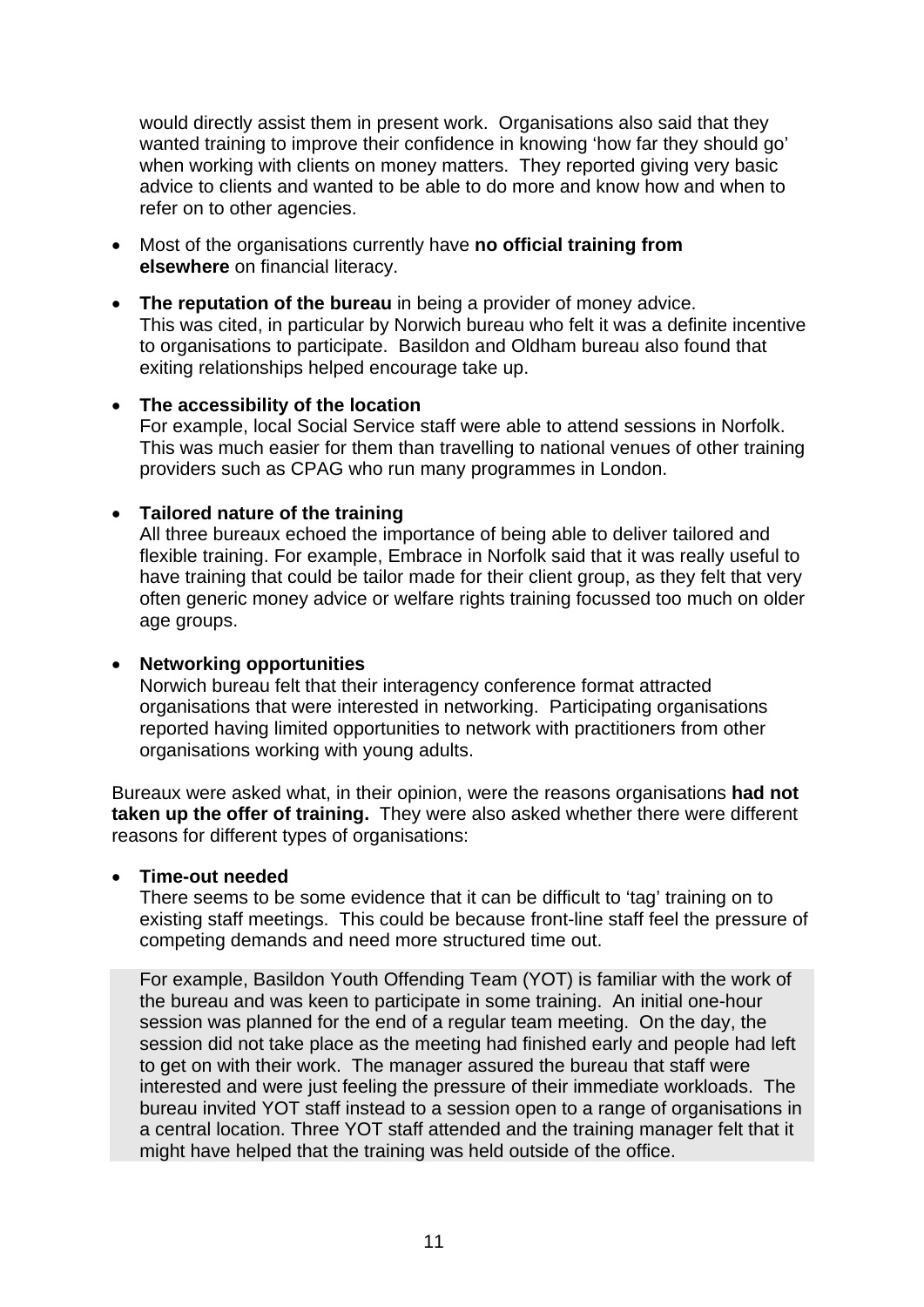would directly assist them in present work. Organisations also said that they wanted training to improve their confidence in knowing 'how far they should go' when working with clients on money matters. They reported giving very basic advice to clients and wanted to be able to do more and know how and when to refer on to other agencies.

- Most of the organisations currently have **no official training from elsewhere** on financial literacy.

- **The reputation of the bureau** in being a provider of money advice. This was cited, in particular by Norwich bureau who felt it was a definite incentive to organisations to participate. Basildon and Oldham bureau also found that exiting relationships helped encourage take up.

- **The accessibility of the location**
  For example, local Social Service staff were able to attend sessions in Norfolk. This was much easier for them than travelling to national venues of other training providers such as CPAG who run many programmes in London.

- **Tailored nature of the training**
  All three bureaux echoed the importance of being able to deliver tailored and flexible training. For example, Embrace in Norfolk said that it was really useful to have training that could be tailor made for their client group, as they felt that very often generic money advice or welfare rights training focussed too much on older age groups.

- **Networking opportunities**
  Norwich bureau felt that their interagency conference format attracted organisations that were interested in networking. Participating organisations reported having limited opportunities to network with practitioners from other organisations working with young adults.

Bureaux were asked what, in their opinion, were the reasons organisations **had not taken up the offer of training.** They were also asked whether there were different reasons for different types of organisations:

- **Time-out needed**
  There seems to be some evidence that it can be difficult to 'tag' training on to existing staff meetings. This could be because front-line staff feel the pressure of competing demands and need more structured time out.

  For example, Basildon Youth Offending Team (YOT) is familiar with the work of the bureau and was keen to participate in some training. An initial one-hour session was planned for the end of a regular team meeting. On the day, the session did not take place as the meeting had finished early and people had left to get on with their work. The manager assured the bureau that staff were interested and were just feeling the pressure of their immediate workloads. The bureau invited YOT staff instead to a session open to a range of organisations in a central location. Three YOT staff attended and the training manager felt that it might have helped that the training was held outside of the office.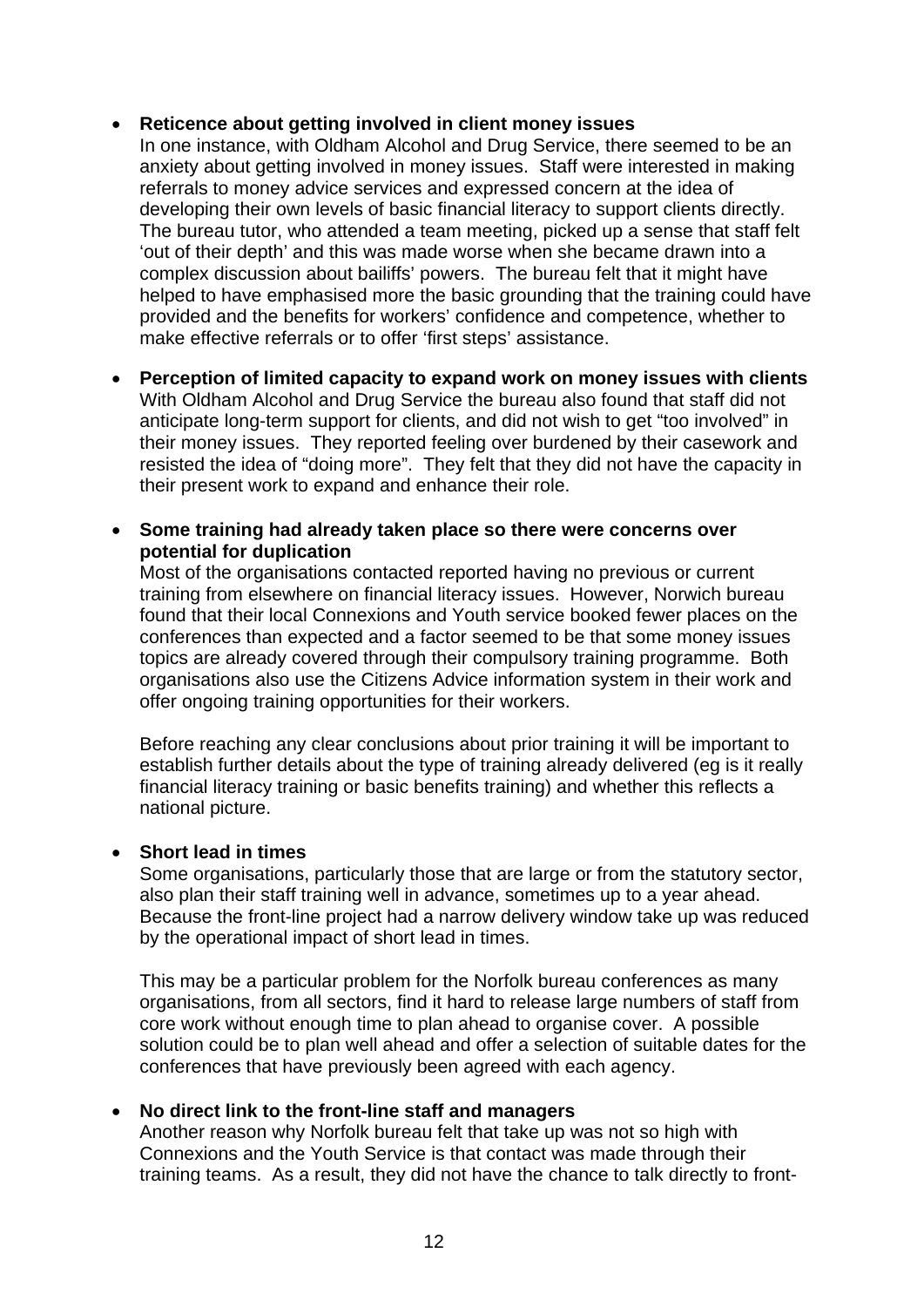- **Reticence about getting involved in client money issues**
  In one instance, with Oldham Alcohol and Drug Service, there seemed to be an anxiety about getting involved in money issues. Staff were interested in making referrals to money advice services and expressed concern at the idea of developing their own levels of basic financial literacy to support clients directly. The bureau tutor, who attended a team meeting, picked up a sense that staff felt 'out of their depth' and this was made worse when she became drawn into a complex discussion about bailiffs' powers. The bureau felt that it might have helped to have emphasised more the basic grounding that the training could have provided and the benefits for workers' confidence and competence, whether to make effective referrals or to offer 'first steps' assistance.

- **Perception of limited capacity to expand work on money issues with clients**
  With Oldham Alcohol and Drug Service the bureau also found that staff did not anticipate long-term support for clients, and did not wish to get "too involved" in their money issues. They reported feeling over burdened by their casework and resisted the idea of "doing more". They felt that they did not have the capacity in their present work to expand and enhance their role.

- **Some training had already taken place so there were concerns over potential for duplication**
  Most of the organisations contacted reported having no previous or current training from elsewhere on financial literacy issues. However, Norwich bureau found that their local Connexions and Youth service booked fewer places on the conferences than expected and a factor seemed to be that some money issues topics are already covered through their compulsory training programme. Both organisations also use the Citizens Advice information system in their work and offer ongoing training opportunities for their workers.

  Before reaching any clear conclusions about prior training it will be important to establish further details about the type of training already delivered (eg is it really financial literacy training or basic benefits training) and whether this reflects a national picture.

- **Short lead in times**
  Some organisations, particularly those that are large or from the statutory sector, also plan their staff training well in advance, sometimes up to a year ahead. Because the front-line project had a narrow delivery window take up was reduced by the operational impact of short lead in times.

  This may be a particular problem for the Norfolk bureau conferences as many organisations, from all sectors, find it hard to release large numbers of staff from core work without enough time to plan ahead to organise cover. A possible solution could be to plan well ahead and offer a selection of suitable dates for the conferences that have previously been agreed with each agency.

- **No direct link to the front-line staff and managers**
  Another reason why Norfolk bureau felt that take up was not so high with Connexions and the Youth Service is that contact was made through their training teams. As a result, they did not have the chance to talk directly to front-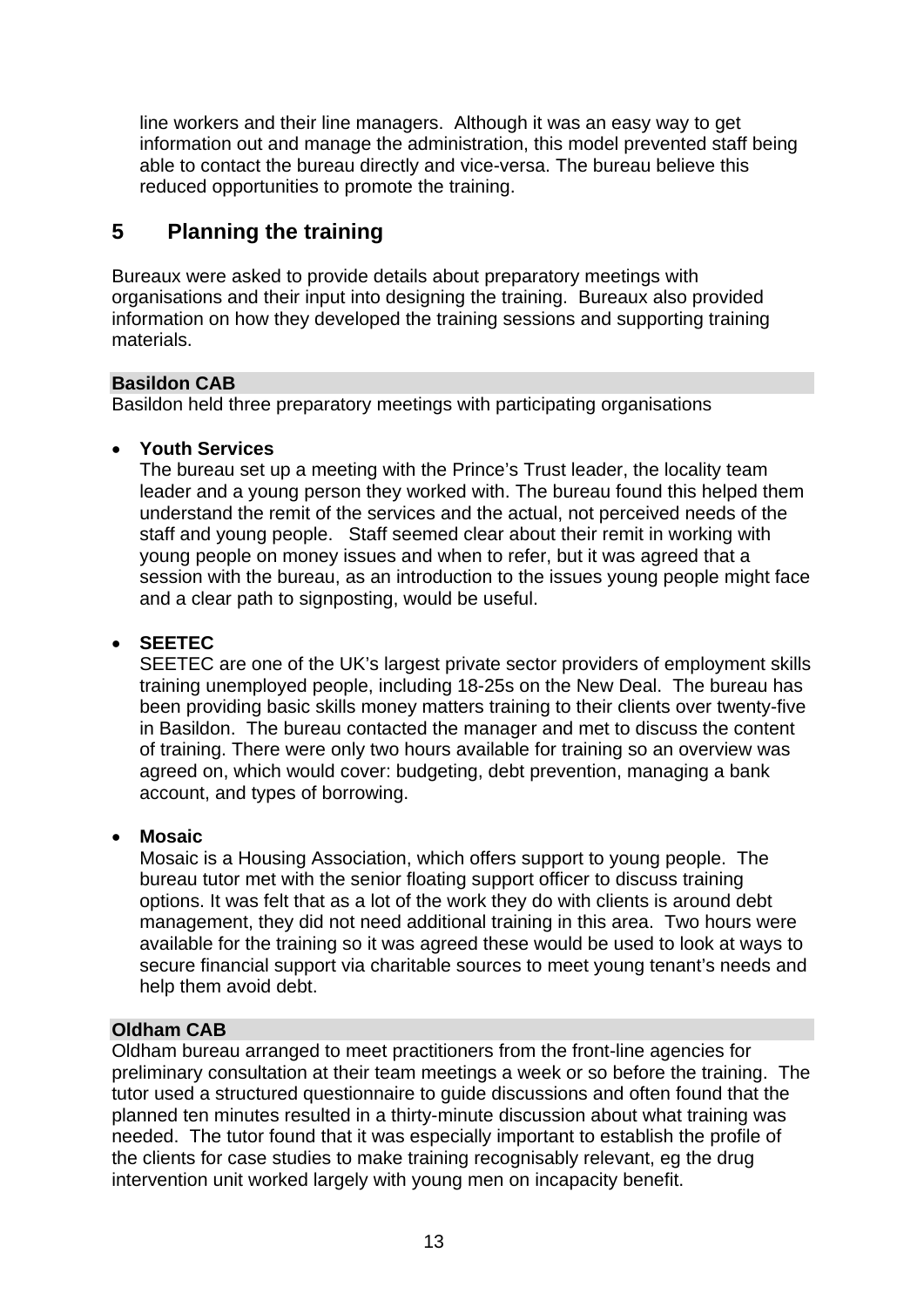line workers and their line managers. Although it was an easy way to get information out and manage the administration, this model prevented staff being able to contact the bureau directly and vice-versa. The bureau believe this reduced opportunities to promote the training.

## 5 Planning the training

Bureaux were asked to provide details about preparatory meetings with organisations and their input into designing the training. Bureaux also provided information on how they developed the training sessions and supporting training materials.

**Basildon CAB**

Basildon held three preparatory meetings with participating organisations

- **Youth Services**
  The bureau set up a meeting with the Prince's Trust leader, the locality team leader and a young person they worked with. The bureau found this helped them understand the remit of the services and the actual, not perceived needs of the staff and young people. Staff seemed clear about their remit in working with young people on money issues and when to refer, but it was agreed that a session with the bureau, as an introduction to the issues young people might face and a clear path to signposting, would be useful.

- **SEETEC**
  SEETEC are one of the UK's largest private sector providers of employment skills training unemployed people, including 18-25s on the New Deal. The bureau has been providing basic skills money matters training to their clients over twenty-five in Basildon. The bureau contacted the manager and met to discuss the content of training. There were only two hours available for training so an overview was agreed on, which would cover: budgeting, debt prevention, managing a bank account, and types of borrowing.

- **Mosaic**
  Mosaic is a Housing Association, which offers support to young people. The bureau tutor met with the senior floating support officer to discuss training options. It was felt that as a lot of the work they do with clients is around debt management, they did not need additional training in this area. Two hours were available for the training so it was agreed these would be used to look at ways to secure financial support via charitable sources to meet young tenant's needs and help them avoid debt.

**Oldham CAB**

Oldham bureau arranged to meet practitioners from the front-line agencies for preliminary consultation at their team meetings a week or so before the training. The tutor used a structured questionnaire to guide discussions and often found that the planned ten minutes resulted in a thirty-minute discussion about what training was needed. The tutor found that it was especially important to establish the profile of the clients for case studies to make training recognisably relevant, eg the drug intervention unit worked largely with young men on incapacity benefit.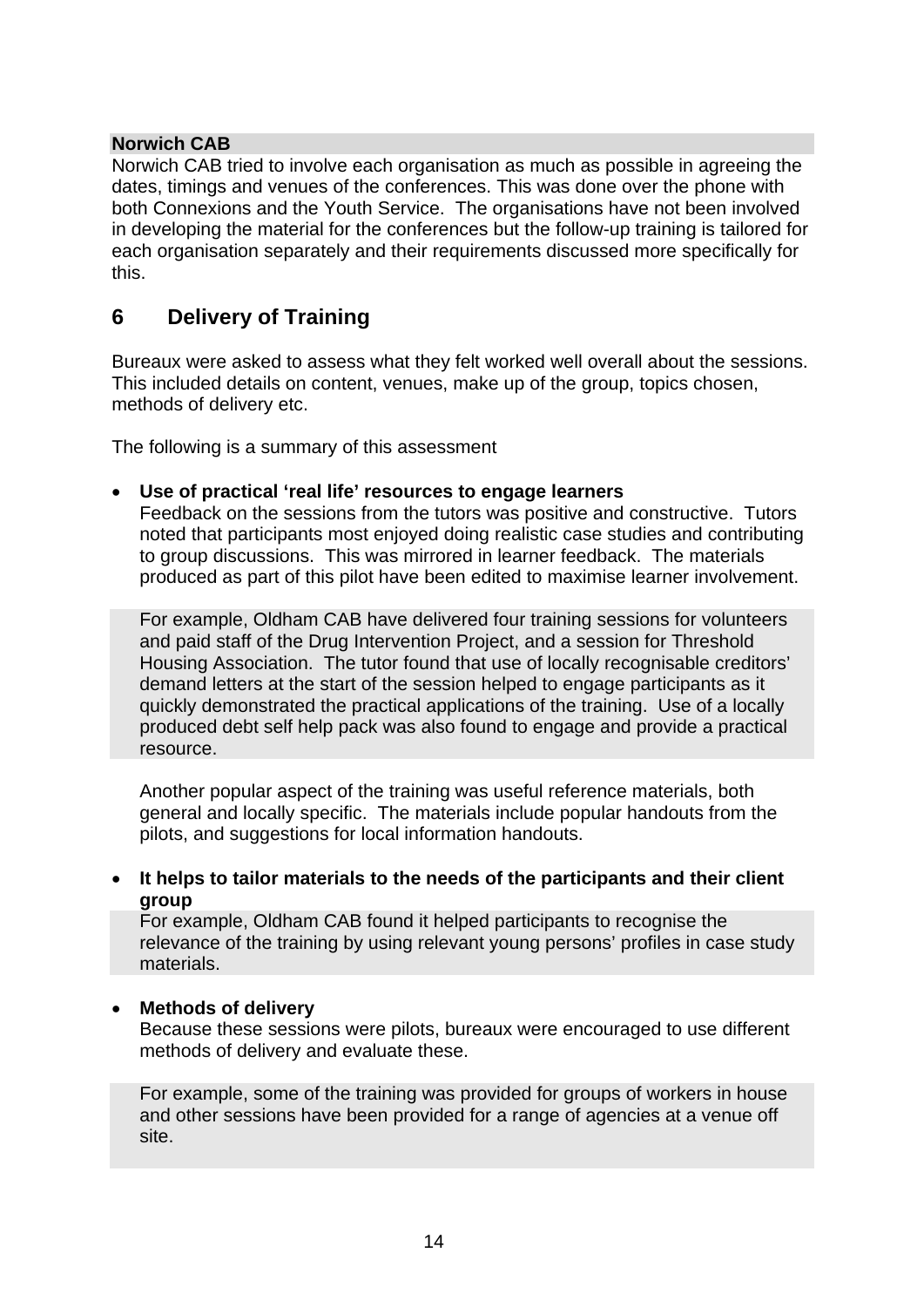**Norwich CAB**

Norwich CAB tried to involve each organisation as much as possible in agreeing the dates, timings and venues of the conferences. This was done over the phone with both Connexions and the Youth Service. The organisations have not been involved in developing the material for the conferences but the follow-up training is tailored for each organisation separately and their requirements discussed more specifically for this.

## 6 Delivery of Training

Bureaux were asked to assess what they felt worked well overall about the sessions. This included details on content, venues, make up of the group, topics chosen, methods of delivery etc.

The following is a summary of this assessment

- **Use of practical 'real life' resources to engage learners**

  Feedback on the sessions from the tutors was positive and constructive. Tutors noted that participants most enjoyed doing realistic case studies and contributing to group discussions. This was mirrored in learner feedback. The materials produced as part of this pilot have been edited to maximise learner involvement.

  For example, Oldham CAB have delivered four training sessions for volunteers and paid staff of the Drug Intervention Project, and a session for Threshold Housing Association. The tutor found that use of locally recognisable creditors' demand letters at the start of the session helped to engage participants as it quickly demonstrated the practical applications of the training. Use of a locally produced debt self help pack was also found to engage and provide a practical resource.

  Another popular aspect of the training was useful reference materials, both general and locally specific. The materials include popular handouts from the pilots, and suggestions for local information handouts.

- **It helps to tailor materials to the needs of the participants and their client group**

  For example, Oldham CAB found it helped participants to recognise the relevance of the training by using relevant young persons' profiles in case study materials.

- **Methods of delivery**

  Because these sessions were pilots, bureaux were encouraged to use different methods of delivery and evaluate these.

  For example, some of the training was provided for groups of workers in house and other sessions have been provided for a range of agencies at a venue off site.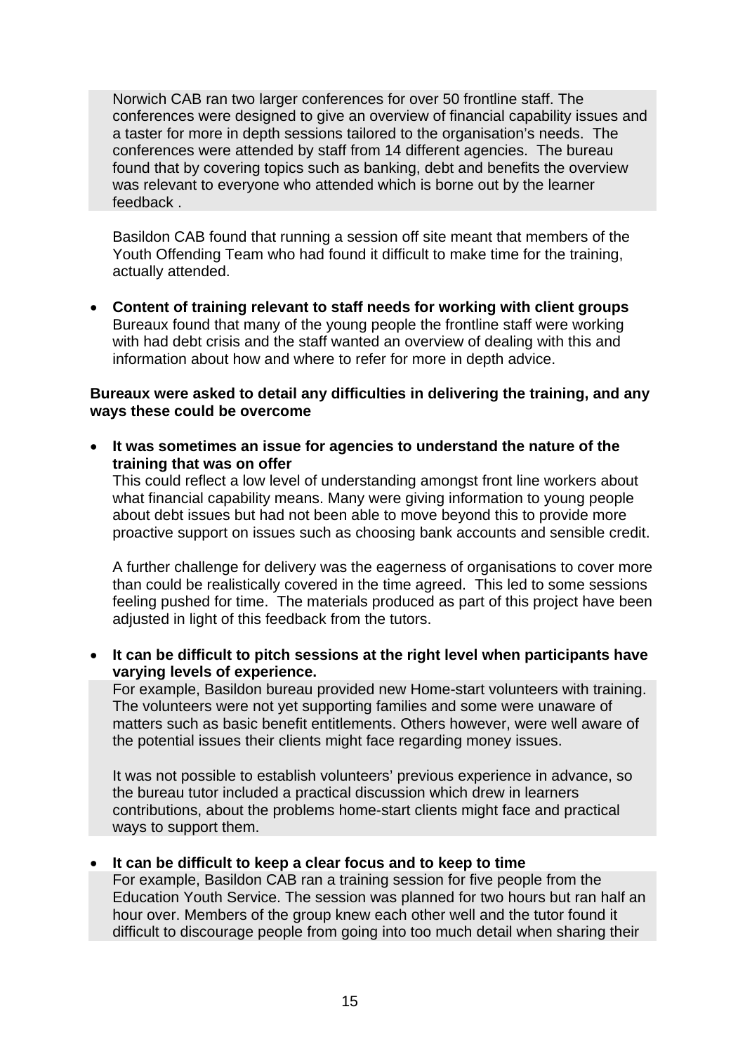Norwich CAB ran two larger conferences for over 50 frontline staff. The conferences were designed to give an overview of financial capability issues and a taster for more in depth sessions tailored to the organisation's needs. The conferences were attended by staff from 14 different agencies. The bureau found that by covering topics such as banking, debt and benefits the overview was relevant to everyone who attended which is borne out by the learner feedback .

Basildon CAB found that running a session off site meant that members of the Youth Offending Team who had found it difficult to make time for the training, actually attended.

- **Content of training relevant to staff needs for working with client groups**
  Bureaux found that many of the young people the frontline staff were working with had debt crisis and the staff wanted an overview of dealing with this and information about how and where to refer for more in depth advice.

**Bureaux were asked to detail any difficulties in delivering the training, and any ways these could be overcome**

- **It was sometimes an issue for agencies to understand the nature of the training that was on offer**
  This could reflect a low level of understanding amongst front line workers about what financial capability means. Many were giving information to young people about debt issues but had not been able to move beyond this to provide more proactive support on issues such as choosing bank accounts and sensible credit.

  A further challenge for delivery was the eagerness of organisations to cover more than could be realistically covered in the time agreed. This led to some sessions feeling pushed for time. The materials produced as part of this project have been adjusted in light of this feedback from the tutors.

- **It can be difficult to pitch sessions at the right level when participants have varying levels of experience.**
  For example, Basildon bureau provided new Home-start volunteers with training. The volunteers were not yet supporting families and some were unaware of matters such as basic benefit entitlements. Others however, were well aware of the potential issues their clients might face regarding money issues.

  It was not possible to establish volunteers' previous experience in advance, so the bureau tutor included a practical discussion which drew in learners contributions, about the problems home-start clients might face and practical ways to support them.

- **It can be difficult to keep a clear focus and to keep to time**
  For example, Basildon CAB ran a training session for five people from the Education Youth Service. The session was planned for two hours but ran half an hour over. Members of the group knew each other well and the tutor found it difficult to discourage people from going into too much detail when sharing their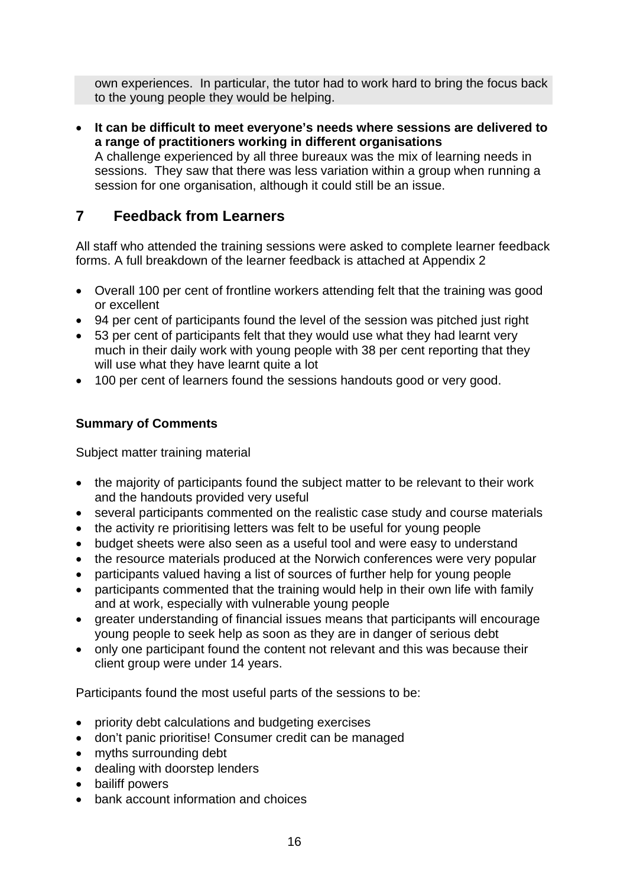own experiences. In particular, the tutor had to work hard to bring the focus back to the young people they would be helping.

- **It can be difficult to meet everyone's needs where sessions are delivered to a range of practitioners working in different organisations**
  A challenge experienced by all three bureaux was the mix of learning needs in sessions. They saw that there was less variation within a group when running a session for one organisation, although it could still be an issue.

## 7 Feedback from Learners

All staff who attended the training sessions were asked to complete learner feedback forms. A full breakdown of the learner feedback is attached at Appendix 2

- Overall 100 per cent of frontline workers attending felt that the training was good or excellent
- 94 per cent of participants found the level of the session was pitched just right
- 53 per cent of participants felt that they would use what they had learnt very much in their daily work with young people with 38 per cent reporting that they will use what they have learnt quite a lot
- 100 per cent of learners found the sessions handouts good or very good.

**Summary of Comments**

Subject matter training material

- the majority of participants found the subject matter to be relevant to their work and the handouts provided very useful
- several participants commented on the realistic case study and course materials
- the activity re prioritising letters was felt to be useful for young people
- budget sheets were also seen as a useful tool and were easy to understand
- the resource materials produced at the Norwich conferences were very popular
- participants valued having a list of sources of further help for young people
- participants commented that the training would help in their own life with family and at work, especially with vulnerable young people
- greater understanding of financial issues means that participants will encourage young people to seek help as soon as they are in danger of serious debt
- only one participant found the content not relevant and this was because their client group were under 14 years.

Participants found the most useful parts of the sessions to be:

- priority debt calculations and budgeting exercises
- don't panic prioritise! Consumer credit can be managed
- myths surrounding debt
- dealing with doorstep lenders
- bailiff powers
- bank account information and choices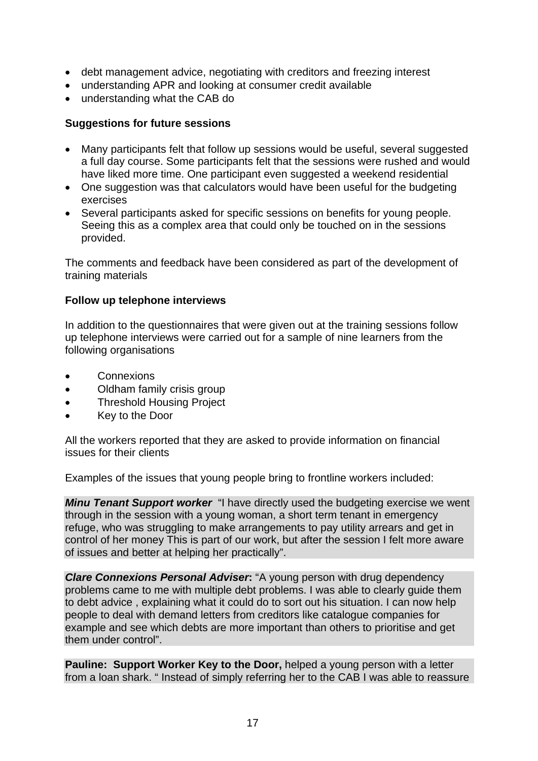- debt management advice, negotiating with creditors and freezing interest
- understanding APR and looking at consumer credit available
- understanding what the CAB do

**Suggestions for future sessions**

- Many participants felt that follow up sessions would be useful, several suggested a full day course. Some participants felt that the sessions were rushed and would have liked more time. One participant even suggested a weekend residential
- One suggestion was that calculators would have been useful for the budgeting exercises
- Several participants asked for specific sessions on benefits for young people. Seeing this as a complex area that could only be touched on in the sessions provided.

The comments and feedback have been considered as part of the development of training materials

**Follow up telephone interviews**

In addition to the questionnaires that were given out at the training sessions follow up telephone interviews were carried out for a sample of nine learners from the following organisations

- Connexions
- Oldham family crisis group
- Threshold Housing Project
- Key to the Door

All the workers reported that they are asked to provide information on financial issues for their clients

Examples of the issues that young people bring to frontline workers included:

***Minu Tenant Support worker*** "I have directly used the budgeting exercise we went through in the session with a young woman, a short term tenant in emergency refuge, who was struggling to make arrangements to pay utility arrears and get in control of her money This is part of our work, but after the session I felt more aware of issues and better at helping her practically".

***Clare Connexions Personal Adviser*:** "A young person with drug dependency problems came to me with multiple debt problems. I was able to clearly guide them to debt advice , explaining what it could do to sort out his situation. I can now help people to deal with demand letters from creditors like catalogue companies for example and see which debts are more important than others to prioritise and get them under control".

**Pauline: Support Worker Key to the Door,** helped a young person with a letter from a loan shark. " Instead of simply referring her to the CAB I was able to reassure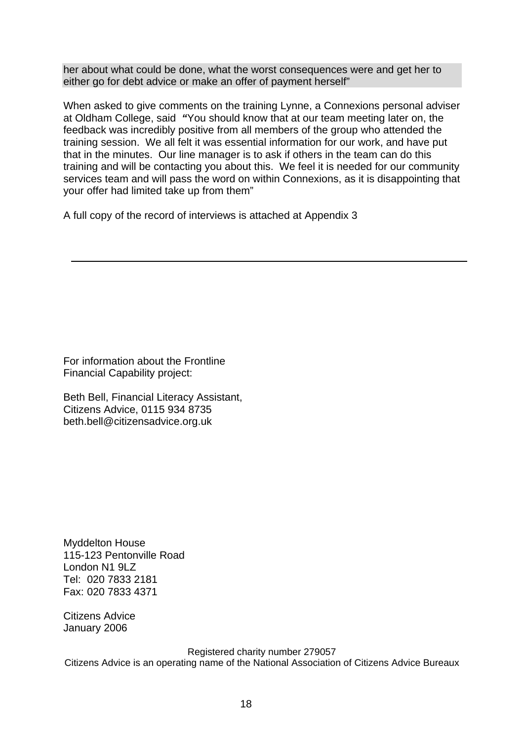her about what could be done, what the worst consequences were and get her to either go for debt advice or make an offer of payment herself"

When asked to give comments on the training Lynne, a Connexions personal adviser at Oldham College, said **"**You should know that at our team meeting later on, the feedback was incredibly positive from all members of the group who attended the training session. We all felt it was essential information for our work, and have put that in the minutes. Our line manager is to ask if others in the team can do this training and will be contacting you about this. We feel it is needed for our community services team and will pass the word on within Connexions, as it is disappointing that your offer had limited take up from them"

A full copy of the record of interviews is attached at Appendix 3

---

For information about the Frontline Financial Capability project:

Beth Bell, Financial Literacy Assistant,
Citizens Advice, 0115 934 8735
beth.bell@citizensadvice.org.uk

Myddelton House
115-123 Pentonville Road
London N1 9LZ
Tel: 020 7833 2181
Fax: 020 7833 4371

Citizens Advice
January 2006

Registered charity number 279057
Citizens Advice is an operating name of the National Association of Citizens Advice Bureaux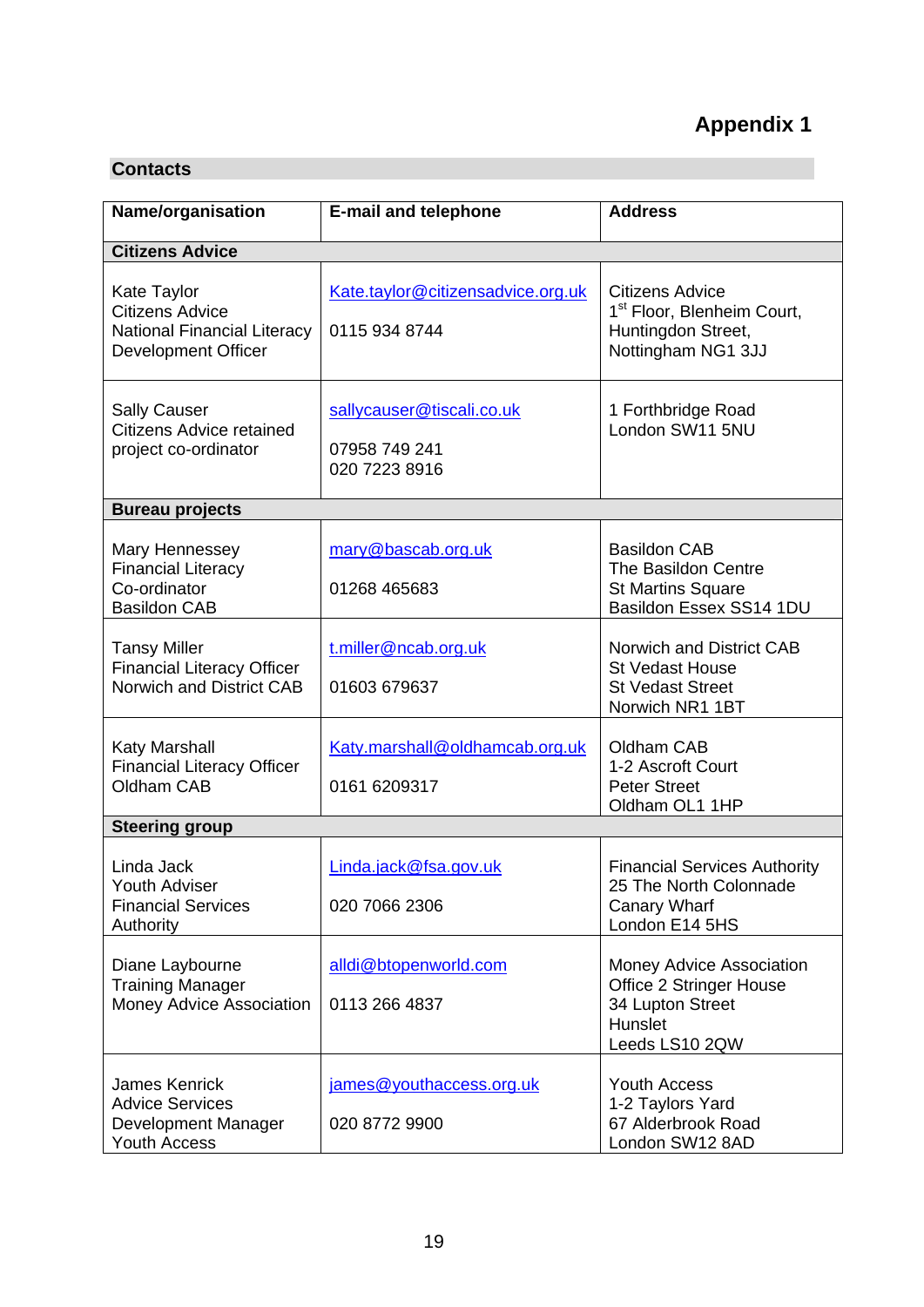# Appendix 1

## Contacts

| Name/organisation | E-mail and telephone | Address |
|---|---|---|
| **Citizens Advice** | | |
| Kate Taylor<br>Citizens Advice<br>National Financial Literacy Development Officer | Kate.taylor@citizensadvice.org.uk<br><br>0115 934 8744 | Citizens Advice<br>1st Floor, Blenheim Court,<br>Huntingdon Street,<br>Nottingham NG1 3JJ |
| Sally Causer<br>Citizens Advice retained project co-ordinator | sallycauser@tiscali.co.uk<br><br>07958 749 241<br>020 7223 8916 | 1 Forthbridge Road<br>London SW11 5NU |
| **Bureau projects** | | |
| Mary Hennessey<br>Financial Literacy Co-ordinator<br>Basildon CAB | mary@bascab.org.uk<br><br>01268 465683 | Basildon CAB<br>The Basildon Centre<br>St Martins Square<br>Basildon Essex SS14 1DU |
| Tansy Miller<br>Financial Literacy Officer<br>Norwich and District CAB | t.miller@ncab.org.uk<br><br>01603 679637 | Norwich and District CAB<br>St Vedast House<br>St Vedast Street<br>Norwich NR1 1BT |
| Katy Marshall<br>Financial Literacy Officer<br>Oldham CAB | Katy.marshall@oldhamcab.org.uk<br><br>0161 6209317 | Oldham CAB<br>1-2 Ascroft Court<br>Peter Street<br>Oldham OL1 1HP |
| **Steering group** | | |
| Linda Jack<br>Youth Adviser<br>Financial Services Authority | Linda.jack@fsa.gov.uk<br><br>020 7066 2306 | Financial Services Authority<br>25 The North Colonnade<br>Canary Wharf<br>London E14 5HS |
| Diane Laybourne<br>Training Manager<br>Money Advice Association | alldi@btopenworld.com<br><br>0113 266 4837 | Money Advice Association<br>Office 2 Stringer House<br>34 Lupton Street<br>Hunslet<br>Leeds LS10 2QW |
| James Kenrick<br>Advice Services Development Manager<br>Youth Access | james@youthaccess.org.uk<br><br>020 8772 9900 | Youth Access<br>1-2 Taylors Yard<br>67 Alderbrook Road<br>London SW12 8AD |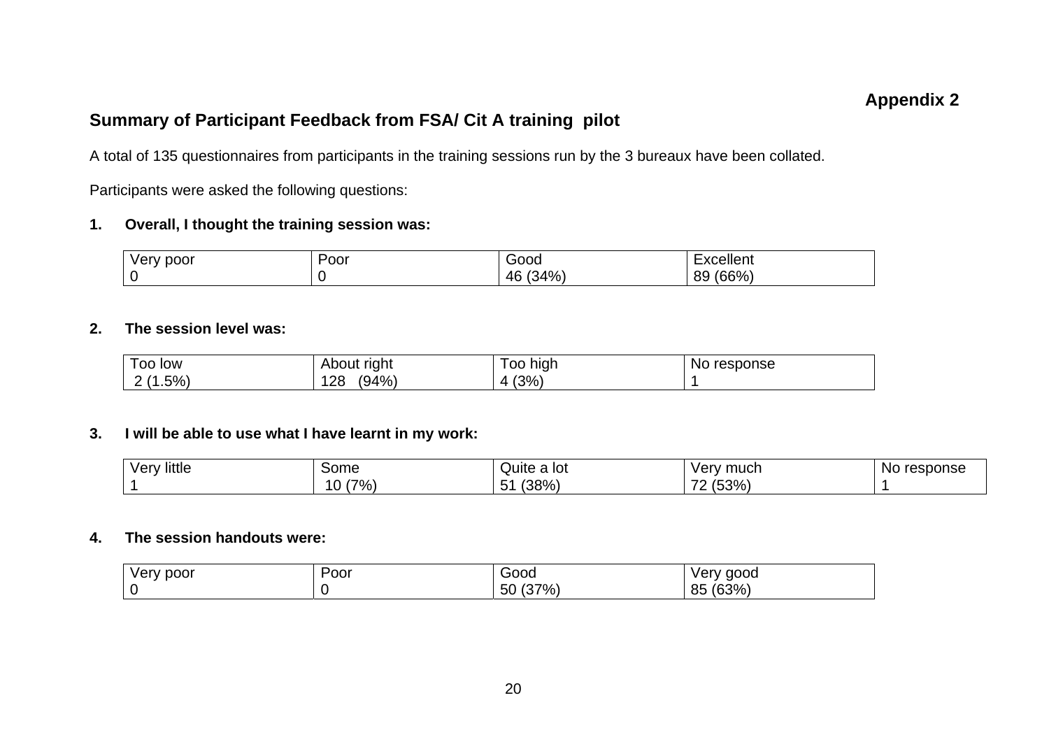**Appendix 2**

## Summary of Participant Feedback from FSA/ Cit A training pilot

A total of 135 questionnaires from participants in the training sessions run by the 3 bureaux have been collated.

Participants were asked the following questions:

**1. Overall, I thought the training session was:**

| Very poor | Poor | Good | Excellent |
|---|---|---|---|
| 0 | 0 | 46 (34%) | 89 (66%) |

**2. The session level was:**

| Too low | About right | Too high | No response |
|---|---|---|---|
| 2 (1.5%) | 128 (94%) | 4 (3%) | 1 |

**3. I will be able to use what I have learnt in my work:**

| Very little | Some | Quite a lot | Very much | No response |
|---|---|---|---|---|
| 1 | 10 (7%) | 51 (38%) | 72 (53%) | 1 |

**4. The session handouts were:**

| Very poor | Poor | Good | Very good |
|---|---|---|---|
| 0 | 0 | 50 (37%) | 85 (63%) |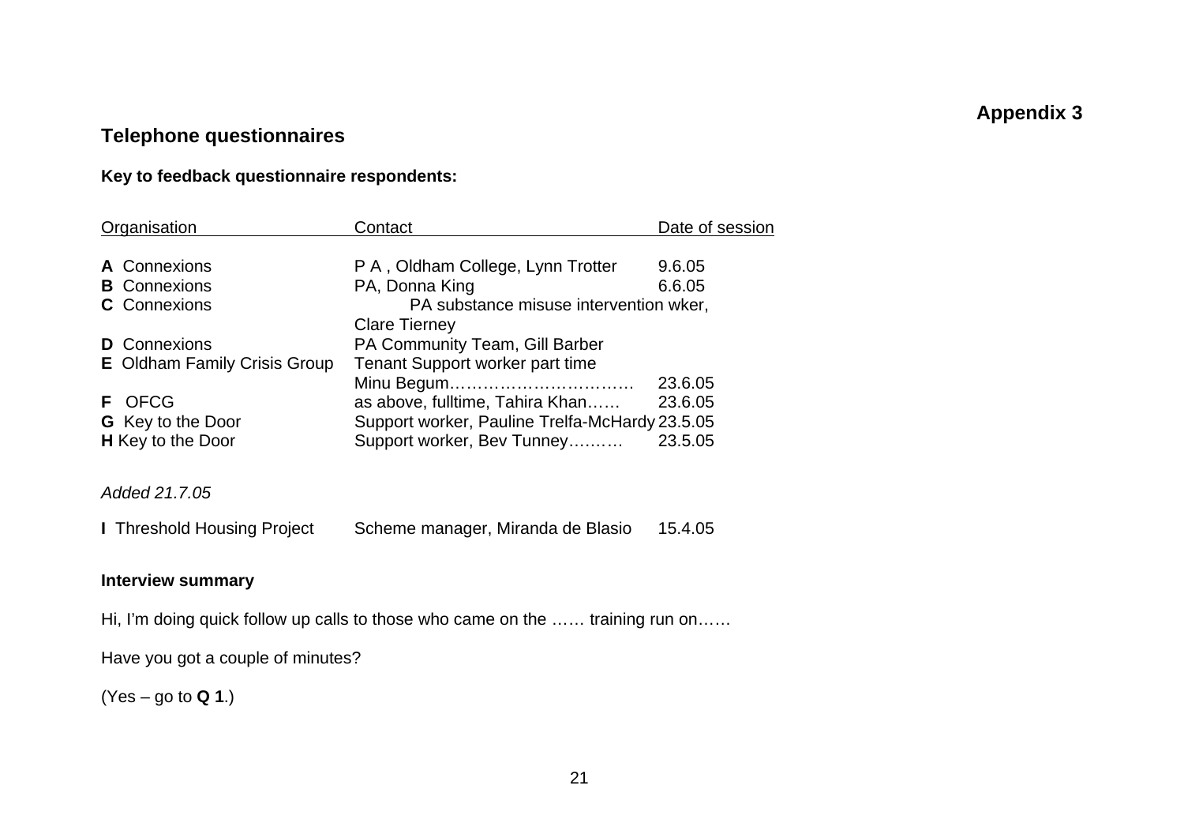**Appendix 3**

## Telephone questionnaires

**Key to feedback questionnaire respondents:**

| Organisation | Contact | Date of session |
|---|---|---|
| **A** Connexions | P A , Oldham College, Lynn Trotter | 9.6.05 |
| **B** Connexions | PA, Donna King | 6.6.05 |
| **C** Connexions | PA substance misuse intervention wker, Clare Tierney | |
| **D** Connexions | PA Community Team, Gill Barber | |
| **E** Oldham Family Crisis Group | Tenant Support worker part time Minu Begum…………………………… | 23.6.05 |
| **F** OFCG | as above, fulltime, Tahira Khan…… | 23.6.05 |
| **G** Key to the Door | Support worker, Pauline Trelfa-McHardy | 23.5.05 |
| **H** Key to the Door | Support worker, Bev Tunney……… | 23.5.05 |

*Added 21.7.05*

| | | |
|---|---|---|
| **I** Threshold Housing Project | Scheme manager, Miranda de Blasio | 15.4.05 |

**Interview summary**

Hi, I'm doing quick follow up calls to those who came on the …… training run on……

Have you got a couple of minutes?

(Yes – go to **Q 1**.)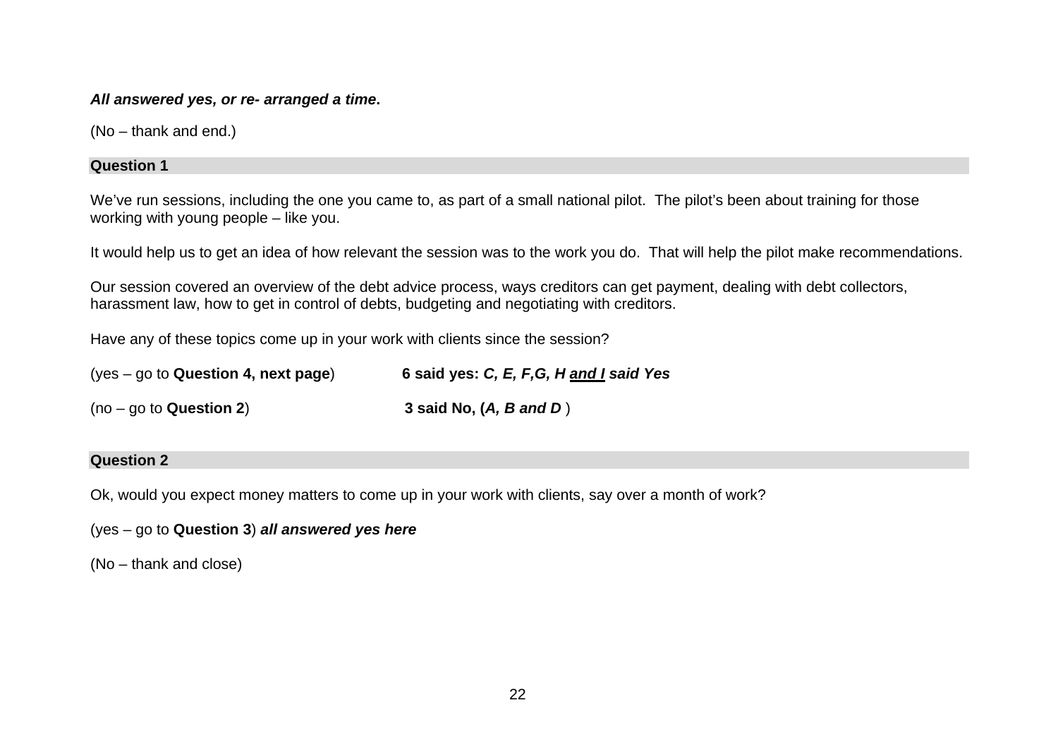***All answered yes, or re- arranged a time*.**

(No – thank and end.)

**Question 1**

We've run sessions, including the one you came to, as part of a small national pilot. The pilot's been about training for those working with young people – like you.

It would help us to get an idea of how relevant the session was to the work you do. That will help the pilot make recommendations.

Our session covered an overview of the debt advice process, ways creditors can get payment, dealing with debt collectors, harassment law, how to get in control of debts, budgeting and negotiating with creditors.

Have any of these topics come up in your work with clients since the session?

(yes – go to **Question 4, next page**) **6 said yes: *C, E, F,G, H <u>and I</u> said Yes***

(no – go to **Question 2**) **3 said No, (*A, B and D* )**

**Question 2**

Ok, would you expect money matters to come up in your work with clients, say over a month of work?

(yes – go to **Question 3**) ***all answered yes here***

(No – thank and close)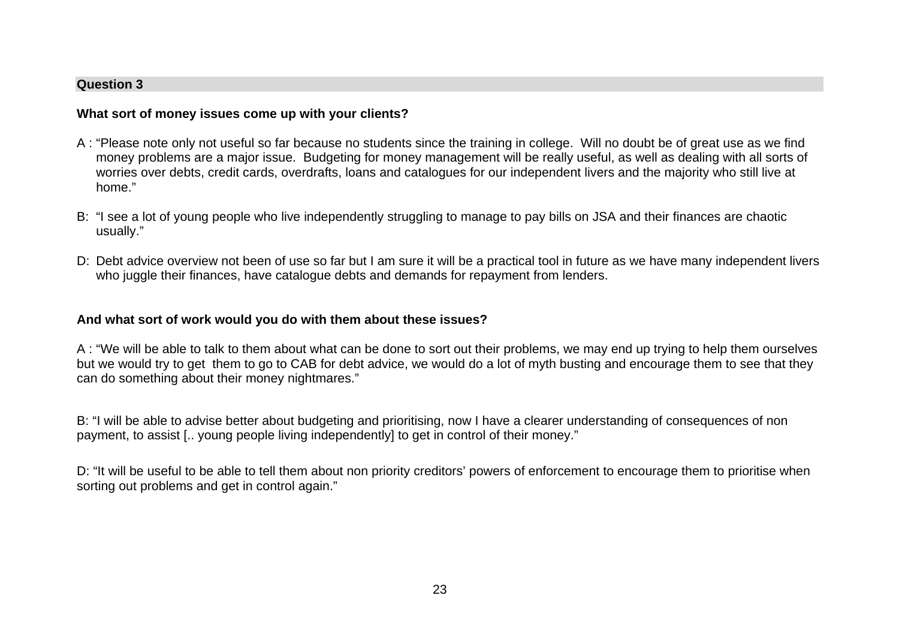**Question 3**

**What sort of money issues come up with your clients?**

A : "Please note only not useful so far because no students since the training in college. Will no doubt be of great use as we find money problems are a major issue. Budgeting for money management will be really useful, as well as dealing with all sorts of worries over debts, credit cards, overdrafts, loans and catalogues for our independent livers and the majority who still live at home."

B: "I see a lot of young people who live independently struggling to manage to pay bills on JSA and their finances are chaotic usually."

D: Debt advice overview not been of use so far but I am sure it will be a practical tool in future as we have many independent livers who juggle their finances, have catalogue debts and demands for repayment from lenders.

**And what sort of work would you do with them about these issues?**

A : "We will be able to talk to them about what can be done to sort out their problems, we may end up trying to help them ourselves but we would try to get them to go to CAB for debt advice, we would do a lot of myth busting and encourage them to see that they can do something about their money nightmares."

B: "I will be able to advise better about budgeting and prioritising, now I have a clearer understanding of consequences of non payment, to assist [.. young people living independently] to get in control of their money."

D: "It will be useful to be able to tell them about non priority creditors' powers of enforcement to encourage them to prioritise when sorting out problems and get in control again."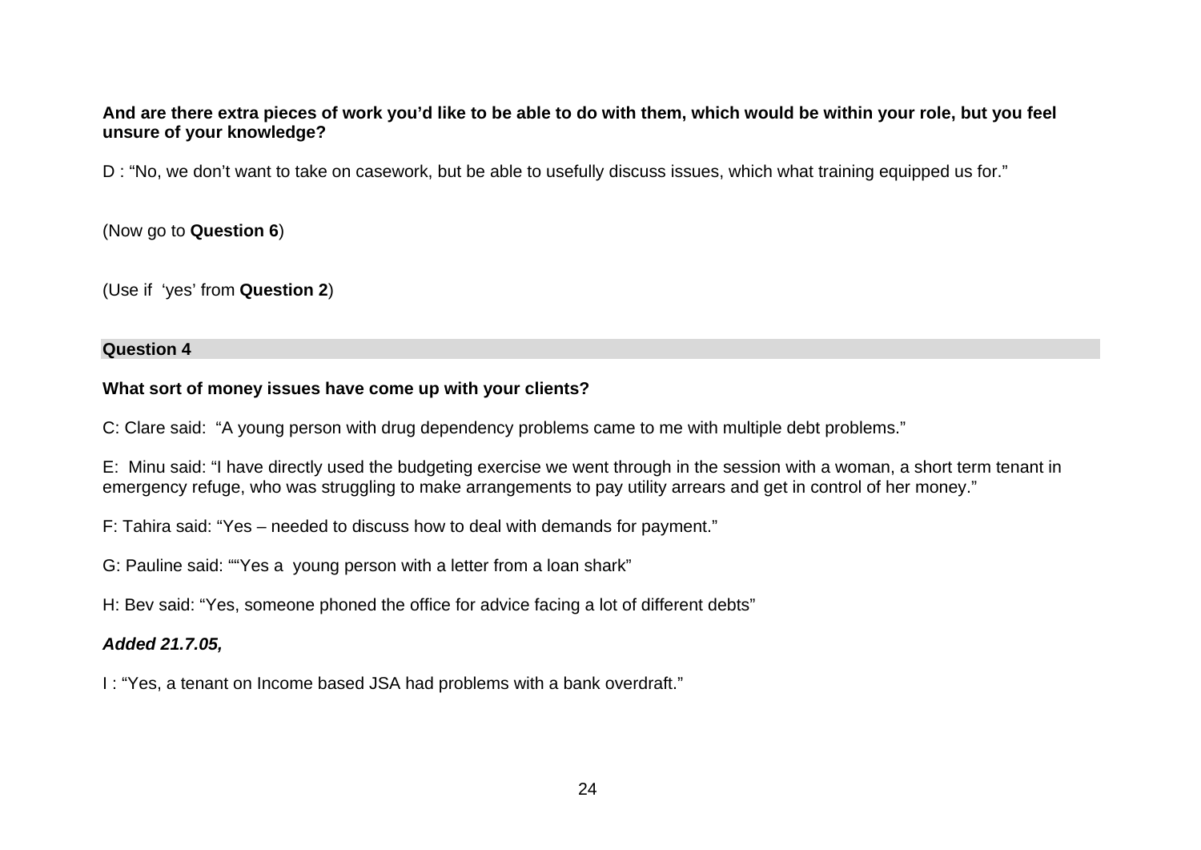**And are there extra pieces of work you'd like to be able to do with them, which would be within your role, but you feel unsure of your knowledge?**

D : "No, we don't want to take on casework, but be able to usefully discuss issues, which what training equipped us for."

(Now go to **Question 6**)

(Use if 'yes' from **Question 2**)

**Question 4**

**What sort of money issues have come up with your clients?**

C: Clare said: "A young person with drug dependency problems came to me with multiple debt problems."

E: Minu said: "I have directly used the budgeting exercise we went through in the session with a woman, a short term tenant in emergency refuge, who was struggling to make arrangements to pay utility arrears and get in control of her money."

F: Tahira said: "Yes – needed to discuss how to deal with demands for payment."

G: Pauline said: ""Yes a young person with a letter from a loan shark"

H: Bev said: "Yes, someone phoned the office for advice facing a lot of different debts"

***Added 21.7.05,***

I : "Yes, a tenant on Income based JSA had problems with a bank overdraft."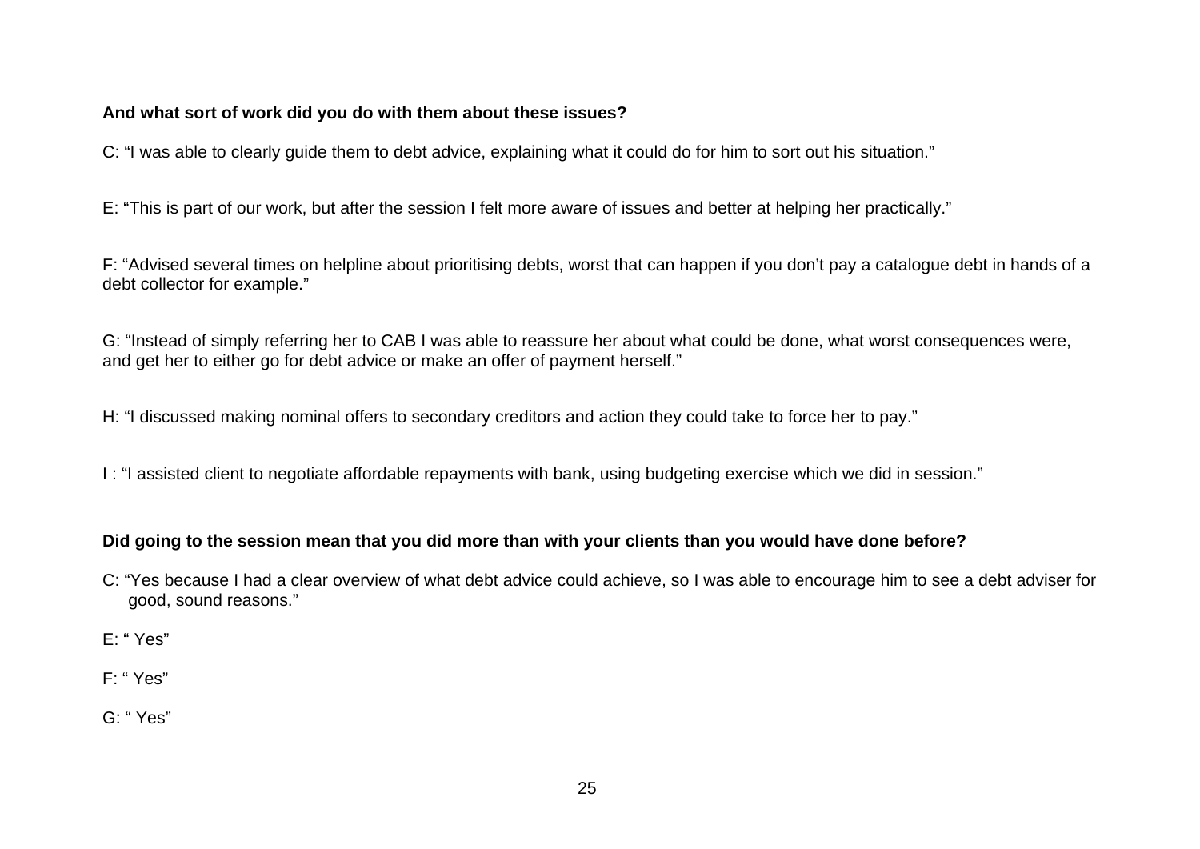**And what sort of work did you do with them about these issues?**

C: “I was able to clearly guide them to debt advice, explaining what it could do for him to sort out his situation.”

E: “This is part of our work, but after the session I felt more aware of issues and better at helping her practically.”

F: “Advised several times on helpline about prioritising debts, worst that can happen if you don’t pay a catalogue debt in hands of a debt collector for example.”

G: “Instead of simply referring her to CAB I was able to reassure her about what could be done, what worst consequences were, and get her to either go for debt advice or make an offer of payment herself.”

H: “I discussed making nominal offers to secondary creditors and action they could take to force her to pay.”

I : “I assisted client to negotiate affordable repayments with bank, using budgeting exercise which we did in session.”

**Did going to the session mean that you did more than with your clients than you would have done before?**

C: “Yes because I had a clear overview of what debt advice could achieve, so I was able to encourage him to see a debt adviser for good, sound reasons.”

E: “ Yes”

F: “ Yes”

G: “ Yes”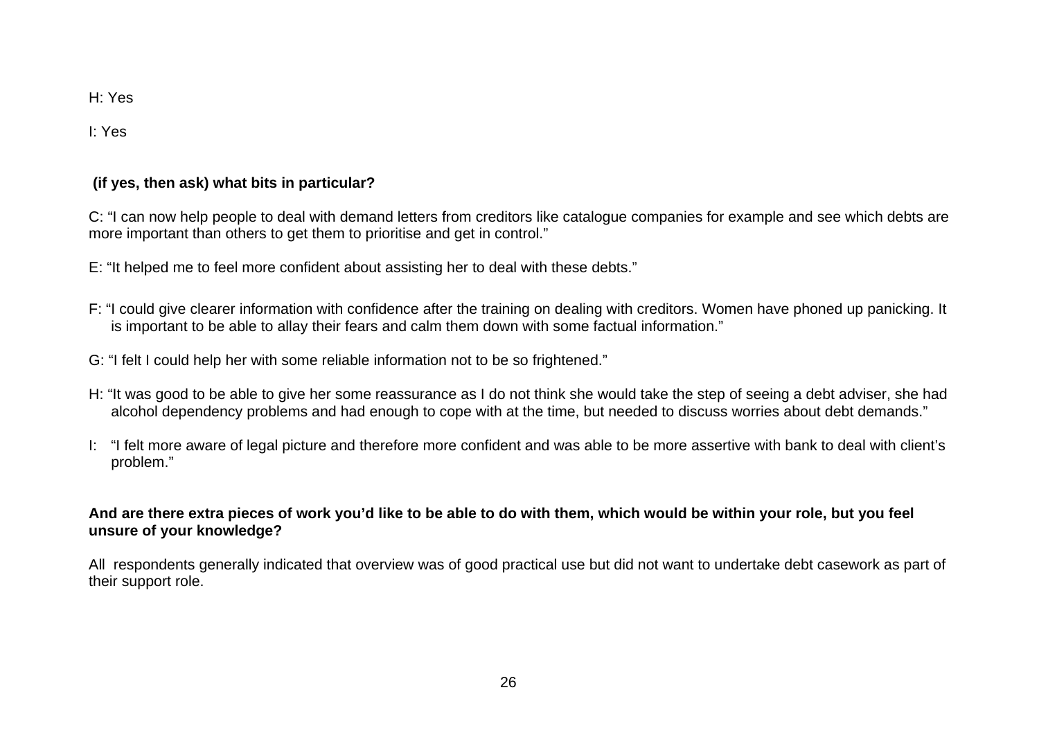H: Yes

I: Yes

**(if yes, then ask) what bits in particular?**

C: “I can now help people to deal with demand letters from creditors like catalogue companies for example and see which debts are more important than others to get them to prioritise and get in control.”

E: “It helped me to feel more confident about assisting her to deal with these debts.”

F: “I could give clearer information with confidence after the training on dealing with creditors. Women have phoned up panicking. It is important to be able to allay their fears and calm them down with some factual information.”

G: “I felt I could help her with some reliable information not to be so frightened.”

H: “It was good to be able to give her some reassurance as I do not think she would take the step of seeing a debt adviser, she had alcohol dependency problems and had enough to cope with at the time, but needed to discuss worries about debt demands.”

I: “I felt more aware of legal picture and therefore more confident and was able to be more assertive with bank to deal with client’s problem.”

**And are there extra pieces of work you’d like to be able to do with them, which would be within your role, but you feel unsure of your knowledge?**

All respondents generally indicated that overview was of good practical use but did not want to undertake debt casework as part of their support role.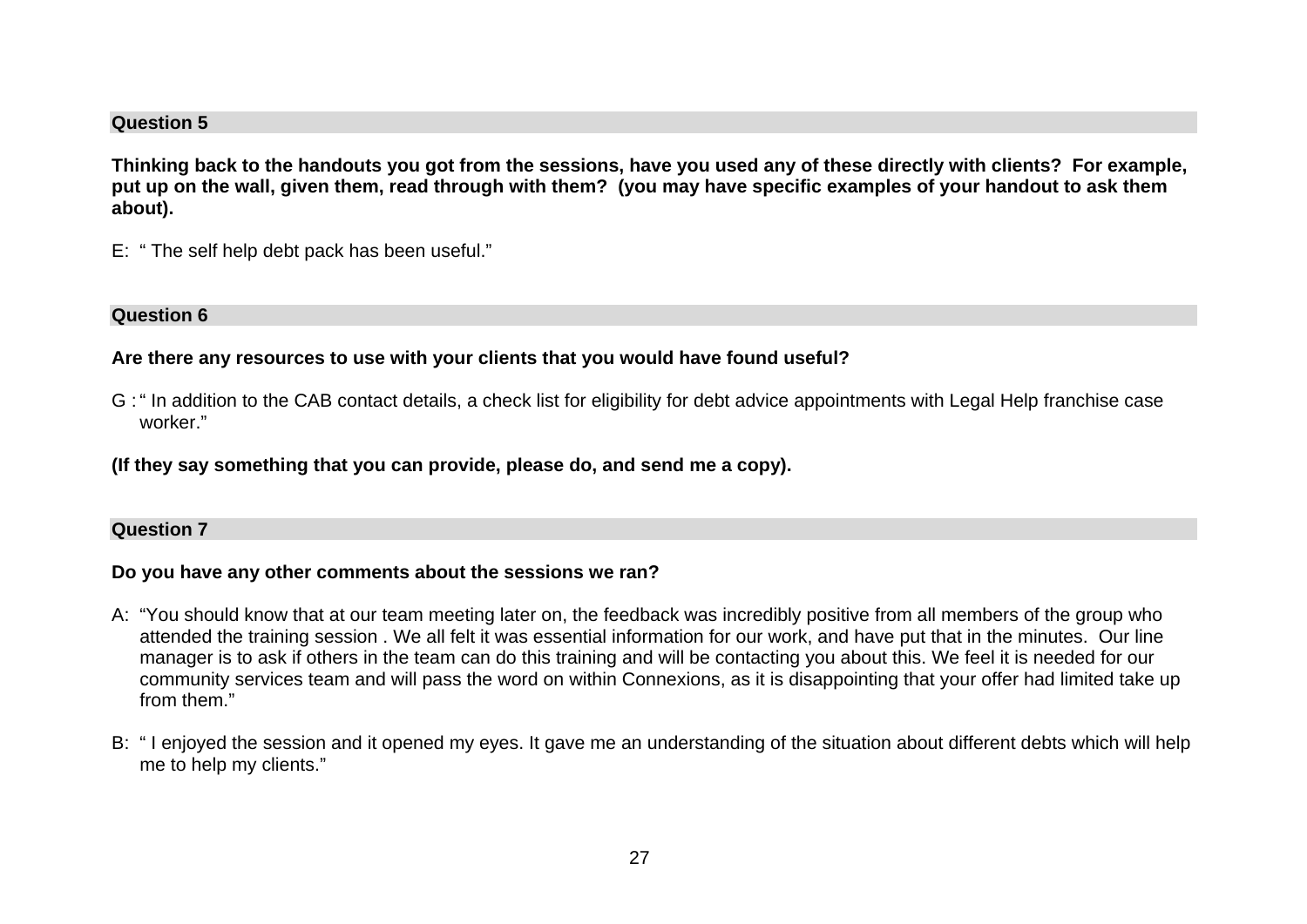### Question 5

**Thinking back to the handouts you got from the sessions, have you used any of these directly with clients? For example, put up on the wall, given them, read through with them? (you may have specific examples of your handout to ask them about).**

E: " The self help debt pack has been useful."

### Question 6

**Are there any resources to use with your clients that you would have found useful?**

G : " In addition to the CAB contact details, a check list for eligibility for debt advice appointments with Legal Help franchise case worker."

**(If they say something that you can provide, please do, and send me a copy).**

### Question 7

**Do you have any other comments about the sessions we ran?**

A: "You should know that at our team meeting later on, the feedback was incredibly positive from all members of the group who attended the training session . We all felt it was essential information for our work, and have put that in the minutes. Our line manager is to ask if others in the team can do this training and will be contacting you about this. We feel it is needed for our community services team and will pass the word on within Connexions, as it is disappointing that your offer had limited take up from them."

B: " I enjoyed the session and it opened my eyes. It gave me an understanding of the situation about different debts which will help me to help my clients."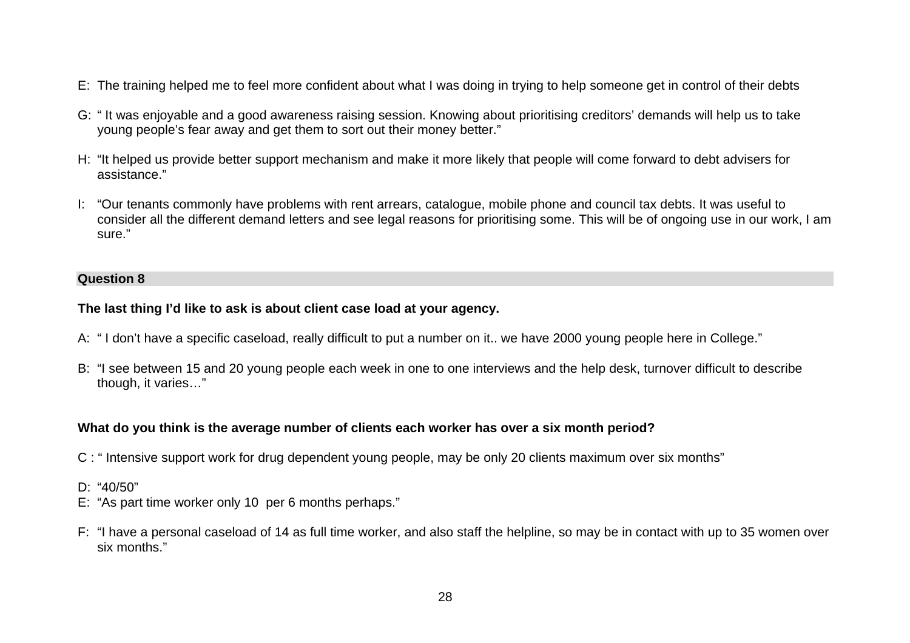E: The training helped me to feel more confident about what I was doing in trying to help someone get in control of their debts

G: " It was enjoyable and a good awareness raising session. Knowing about prioritising creditors' demands will help us to take young people's fear away and get them to sort out their money better."

H: "It helped us provide better support mechanism and make it more likely that people will come forward to debt advisers for assistance."

I: "Our tenants commonly have problems with rent arrears, catalogue, mobile phone and council tax debts. It was useful to consider all the different demand letters and see legal reasons for prioritising some. This will be of ongoing use in our work, I am sure."

### Question 8

**The last thing I'd like to ask is about client case load at your agency.**

A: " I don't have a specific caseload, really difficult to put a number on it.. we have 2000 young people here in College."

B: "I see between 15 and 20 young people each week in one to one interviews and the help desk, turnover difficult to describe though, it varies…"

**What do you think is the average number of clients each worker has over a six month period?**

C : " Intensive support work for drug dependent young people, may be only 20 clients maximum over six months"

D: "40/50"

E: "As part time worker only 10 per 6 months perhaps."

F: "I have a personal caseload of 14 as full time worker, and also staff the helpline, so may be in contact with up to 35 women over six months."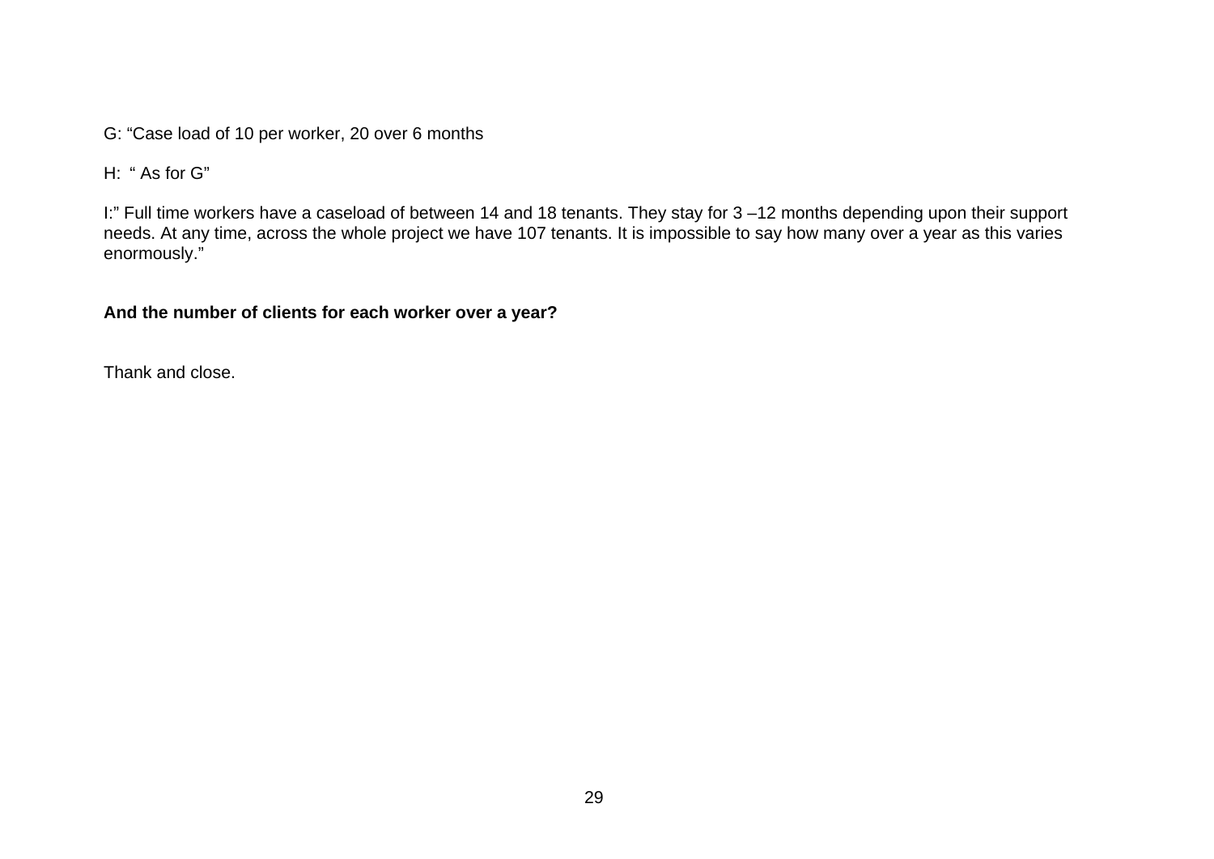G: “Case load of 10 per worker, 20 over 6 months

H: “ As for G”

I:” Full time workers have a caseload of between 14 and 18 tenants. They stay for 3 –12 months depending upon their support needs. At any time, across the whole project we have 107 tenants. It is impossible to say how many over a year as this varies enormously.”

**And the number of clients for each worker over a year?**

Thank and close.